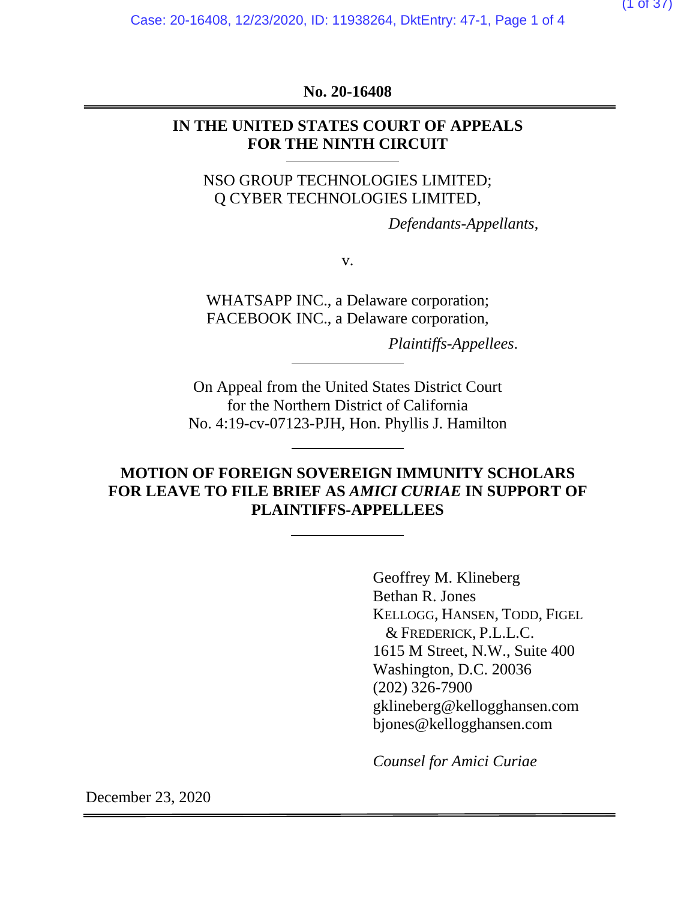**No. 20-16408**

---

**IN THE UNITED STATES COURT OF APPEALS**
**FOR THE NINTH CIRCUIT**

---

NSO GROUP TECHNOLOGIES LIMITED;
Q CYBER TECHNOLOGIES LIMITED,

*Defendants-Appellants*,

v.

WHATSAPP INC., a Delaware corporation;
FACEBOOK INC., a Delaware corporation,

*Plaintiffs-Appellees*.

---

On Appeal from the United States District Court
for the Northern District of California
No. 4:19-cv-07123-PJH, Hon. Phyllis J. Hamilton

---

**MOTION OF FOREIGN SOVEREIGN IMMUNITY SCHOLARS FOR LEAVE TO FILE BRIEF AS *AMICI CURIAE* IN SUPPORT OF PLAINTIFFS-APPELLEES**

---

Geoffrey M. Klineberg
Bethan R. Jones
KELLOGG, HANSEN, TODD, FIGEL & FREDERICK, P.L.L.C.
1615 M Street, N.W., Suite 400
Washington, D.C. 20036
(202) 326-7900
gklineberg@kellogghansen.com
bjones@kellogghansen.com

*Counsel for Amici Curiae*

December 23, 2020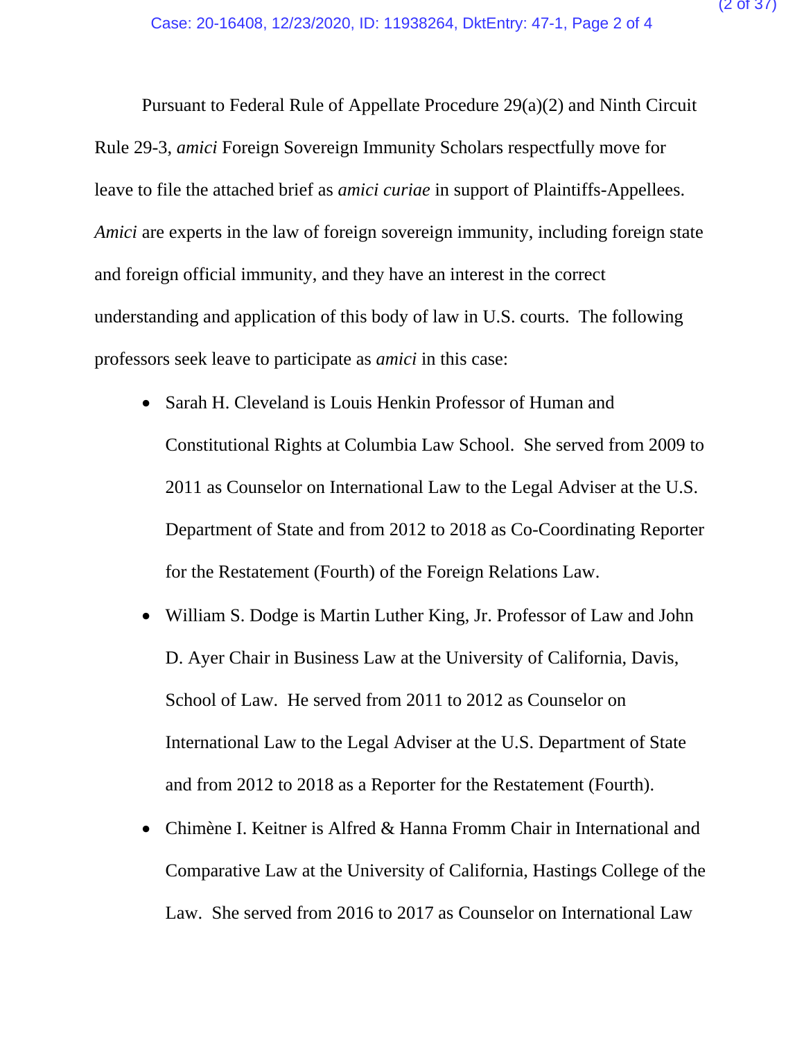Pursuant to Federal Rule of Appellate Procedure 29(a)(2) and Ninth Circuit Rule 29-3, *amici* Foreign Sovereign Immunity Scholars respectfully move for leave to file the attached brief as *amici curiae* in support of Plaintiffs-Appellees. *Amici* are experts in the law of foreign sovereign immunity, including foreign state and foreign official immunity, and they have an interest in the correct understanding and application of this body of law in U.S. courts. The following professors seek leave to participate as *amici* in this case:

- Sarah H. Cleveland is Louis Henkin Professor of Human and Constitutional Rights at Columbia Law School. She served from 2009 to 2011 as Counselor on International Law to the Legal Adviser at the U.S. Department of State and from 2012 to 2018 as Co-Coordinating Reporter for the Restatement (Fourth) of the Foreign Relations Law.
- William S. Dodge is Martin Luther King, Jr. Professor of Law and John D. Ayer Chair in Business Law at the University of California, Davis, School of Law. He served from 2011 to 2012 as Counselor on International Law to the Legal Adviser at the U.S. Department of State and from 2012 to 2018 as a Reporter for the Restatement (Fourth).
- Chimène I. Keitner is Alfred & Hanna Fromm Chair in International and Comparative Law at the University of California, Hastings College of the Law. She served from 2016 to 2017 as Counselor on International Law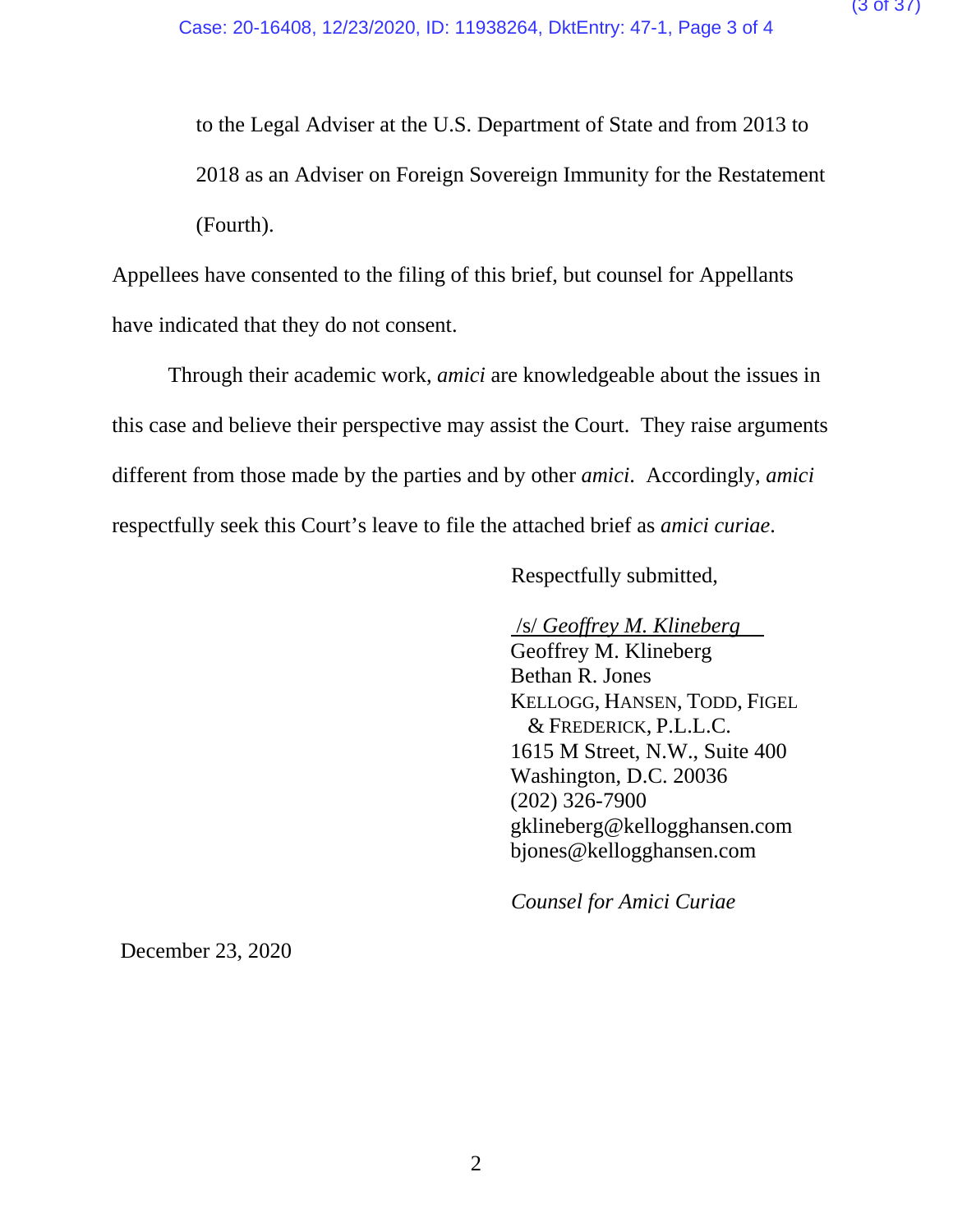to the Legal Adviser at the U.S. Department of State and from 2013 to 2018 as an Adviser on Foreign Sovereign Immunity for the Restatement (Fourth).

Appellees have consented to the filing of this brief, but counsel for Appellants have indicated that they do not consent.

Through their academic work, *amici* are knowledgeable about the issues in this case and believe their perspective may assist the Court. They raise arguments different from those made by the parties and by other *amici*. Accordingly, *amici* respectfully seek this Court's leave to file the attached brief as *amici curiae*.

Respectfully submitted,

/s/ *Geoffrey M. Klineberg*
Geoffrey M. Klineberg
Bethan R. Jones
KELLOGG, HANSEN, TODD, FIGEL & FREDERICK, P.L.L.C.
1615 M Street, N.W., Suite 400
Washington, D.C. 20036
(202) 326-7900
gklineberg@kellogghansen.com
bjones@kellogghansen.com

*Counsel for Amici Curiae*

December 23, 2020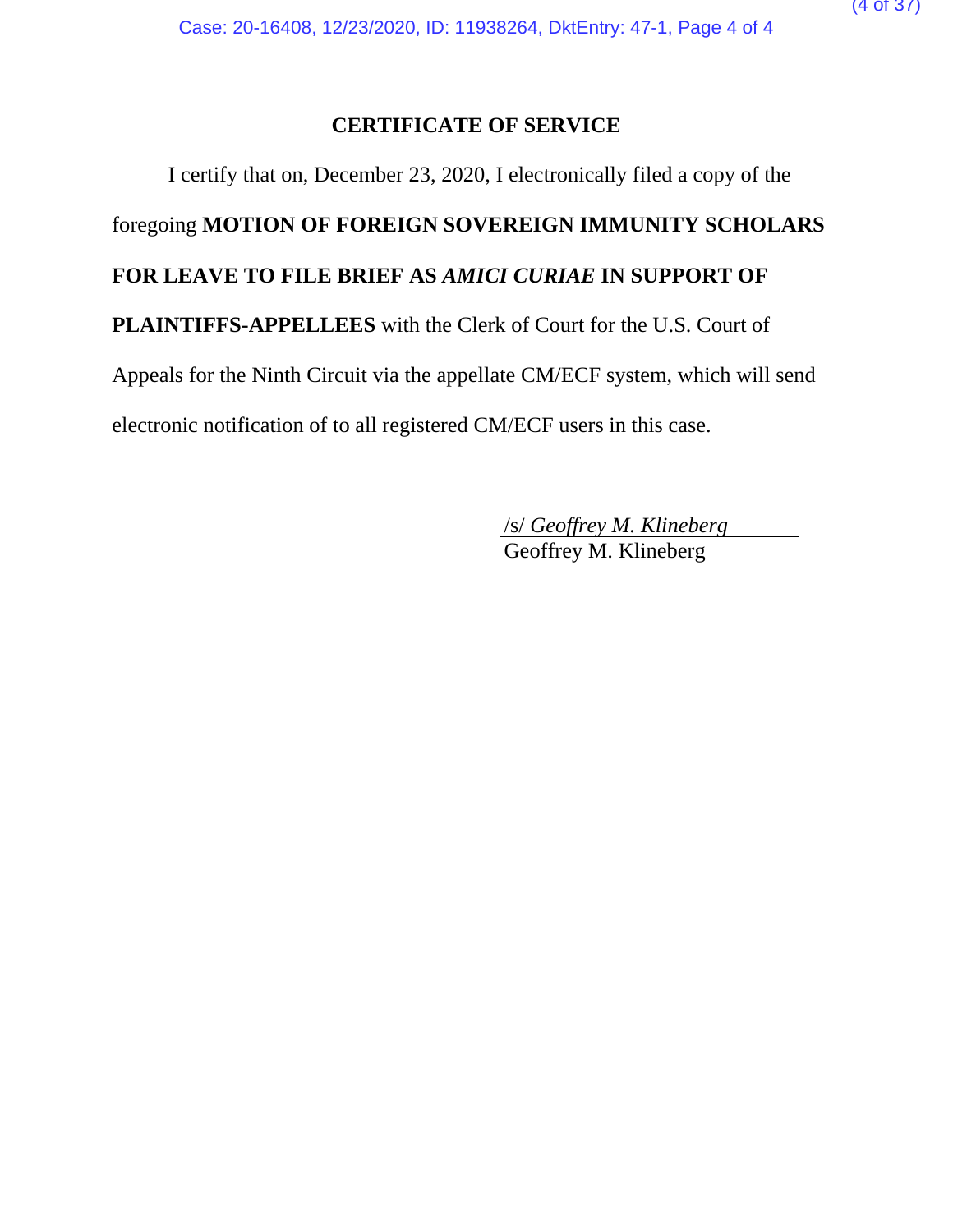# CERTIFICATE OF SERVICE

I certify that on, December 23, 2020, I electronically filed a copy of the foregoing **MOTION OF FOREIGN SOVEREIGN IMMUNITY SCHOLARS FOR LEAVE TO FILE BRIEF AS *AMICI CURIAE* IN SUPPORT OF PLAINTIFFS-APPELLEES** with the Clerk of Court for the U.S. Court of Appeals for the Ninth Circuit via the appellate CM/ECF system, which will send electronic notification of to all registered CM/ECF users in this case.

/s/ *Geoffrey M. Klineberg*
Geoffrey M. Klineberg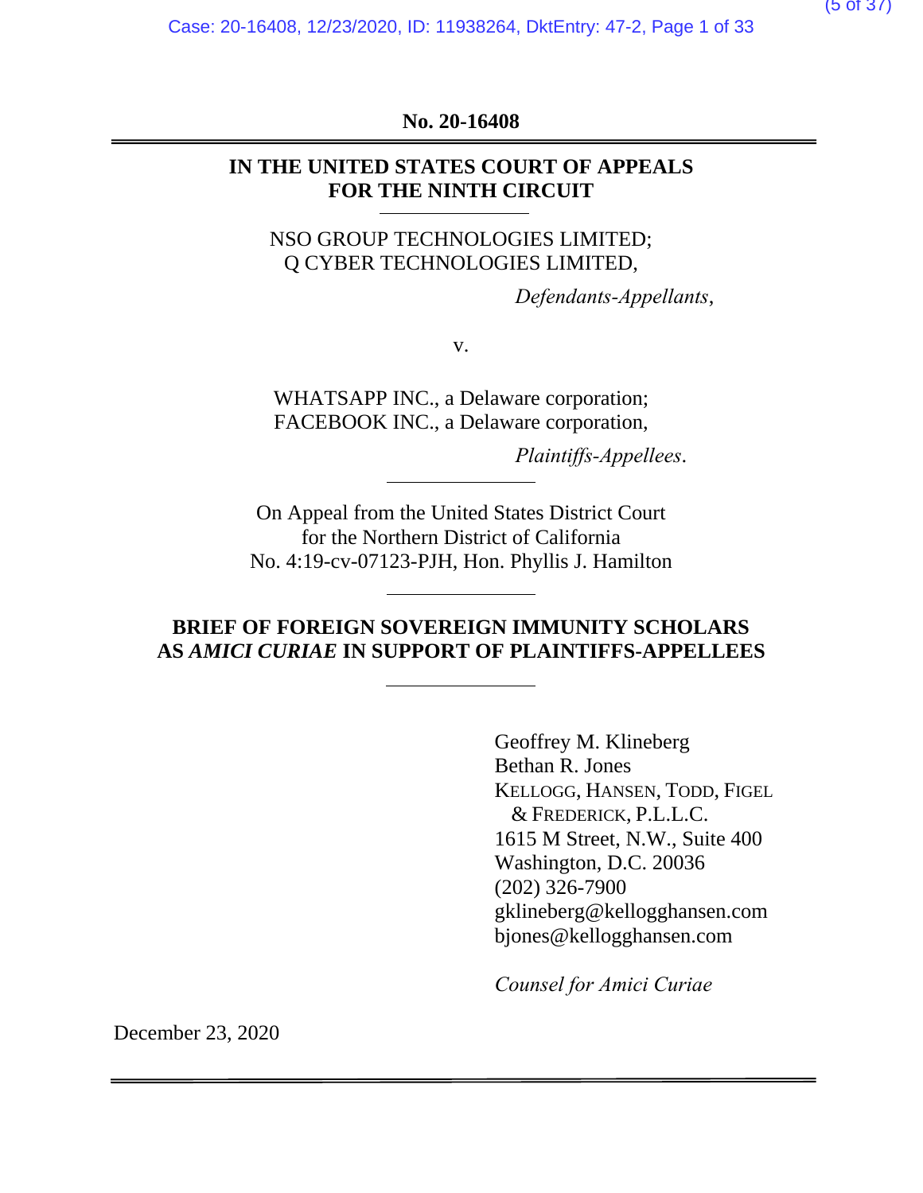**No. 20-16408**

---

**IN THE UNITED STATES COURT OF APPEALS**
**FOR THE NINTH CIRCUIT**

---

NSO GROUP TECHNOLOGIES LIMITED;
Q CYBER TECHNOLOGIES LIMITED,

*Defendants-Appellants*,

v.

WHATSAPP INC., a Delaware corporation;
FACEBOOK INC., a Delaware corporation,

*Plaintiffs-Appellees*.

---

On Appeal from the United States District Court
for the Northern District of California
No. 4:19-cv-07123-PJH, Hon. Phyllis J. Hamilton

---

**BRIEF OF FOREIGN SOVEREIGN IMMUNITY SCHOLARS AS *AMICI CURIAE* IN SUPPORT OF PLAINTIFFS-APPELLEES**

---

Geoffrey M. Klineberg
Bethan R. Jones
KELLOGG, HANSEN, TODD, FIGEL
& FREDERICK, P.L.L.C.
1615 M Street, N.W., Suite 400
Washington, D.C. 20036
(202) 326-7900
gklineberg@kellogghansen.com
bjones@kellogghansen.com

*Counsel for Amici Curiae*

December 23, 2020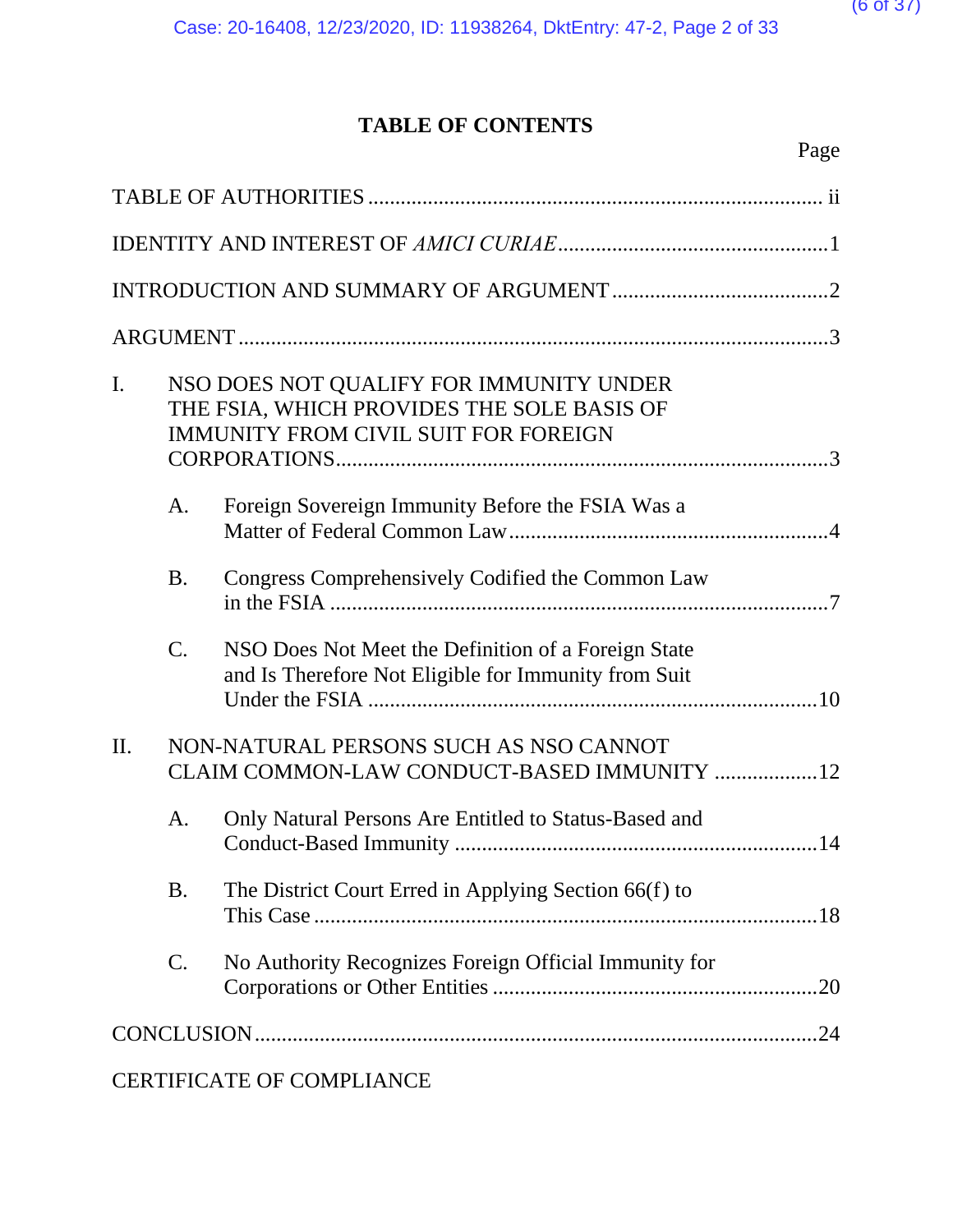# TABLE OF CONTENTS

| | Page |
|---|---|
| TABLE OF AUTHORITIES | ii |
| IDENTITY AND INTEREST OF *AMICI CURIAE* | 1 |
| INTRODUCTION AND SUMMARY OF ARGUMENT | 2 |
| ARGUMENT | 3 |
| I. NSO DOES NOT QUALIFY FOR IMMUNITY UNDER THE FSIA, WHICH PROVIDES THE SOLE BASIS OF IMMUNITY FROM CIVIL SUIT FOR FOREIGN CORPORATIONS | 3 |
| A. Foreign Sovereign Immunity Before the FSIA Was a Matter of Federal Common Law | 4 |
| B. Congress Comprehensively Codified the Common Law in the FSIA | 7 |
| C. NSO Does Not Meet the Definition of a Foreign State and Is Therefore Not Eligible for Immunity from Suit Under the FSIA | 10 |
| II. NON-NATURAL PERSONS SUCH AS NSO CANNOT CLAIM COMMON-LAW CONDUCT-BASED IMMUNITY | 12 |
| A. Only Natural Persons Are Entitled to Status-Based and Conduct-Based Immunity | 14 |
| B. The District Court Erred in Applying Section 66(f) to This Case | 18 |
| C. No Authority Recognizes Foreign Official Immunity for Corporations or Other Entities | 20 |
| CONCLUSION | 24 |
| CERTIFICATE OF COMPLIANCE | |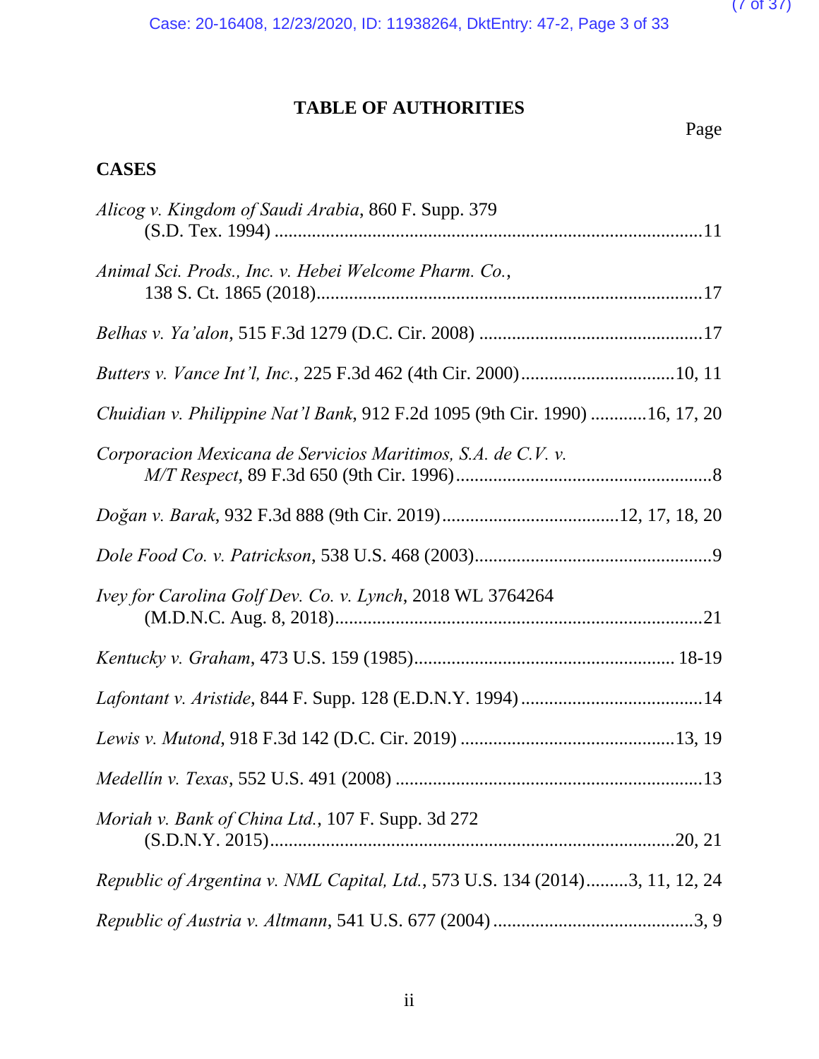# TABLE OF AUTHORITIES

Page

## CASES

*Alicog v. Kingdom of Saudi Arabia*, 860 F. Supp. 379 (S.D. Tex. 1994) ............................................................................................11

*Animal Sci. Prods., Inc. v. Hebei Welcome Pharm. Co.*, 138 S. Ct. 1865 (2018)...................................................................................17

*Belhas v. Ya'alon*, 515 F.3d 1279 (D.C. Cir. 2008) ................................................17

*Butters v. Vance Int'l, Inc.*, 225 F.3d 462 (4th Cir. 2000).................................10, 11

*Chuidian v. Philippine Nat'l Bank*, 912 F.2d 1095 (9th Cir. 1990) ............16, 17, 20

*Corporacion Mexicana de Servicios Maritimos, S.A. de C.V. v. M/T Respect*, 89 F.3d 650 (9th Cir. 1996).......................................................8

*Doğan v. Barak*, 932 F.3d 888 (9th Cir. 2019)......................................12, 17, 18, 20

*Dole Food Co. v. Patrickson*, 538 U.S. 468 (2003)...................................................9

*Ivey for Carolina Golf Dev. Co. v. Lynch*, 2018 WL 3764264 (M.D.N.C. Aug. 8, 2018)................................................................................21

*Kentucky v. Graham*, 473 U.S. 159 (1985)........................................................ 18-19

*Lafontant v. Aristide*, 844 F. Supp. 128 (E.D.N.Y. 1994).......................................14

*Lewis v. Mutond*, 918 F.3d 142 (D.C. Cir. 2019) ..............................................13, 19

*Medellín v. Texas*, 552 U.S. 491 (2008) ..................................................................13

*Moriah v. Bank of China Ltd.*, 107 F. Supp. 3d 272 (S.D.N.Y. 2015).......................................................................................20, 21

*Republic of Argentina v. NML Capital, Ltd.*, 573 U.S. 134 (2014).........3, 11, 12, 24

*Republic of Austria v. Altmann*, 541 U.S. 677 (2004) ...........................................3, 9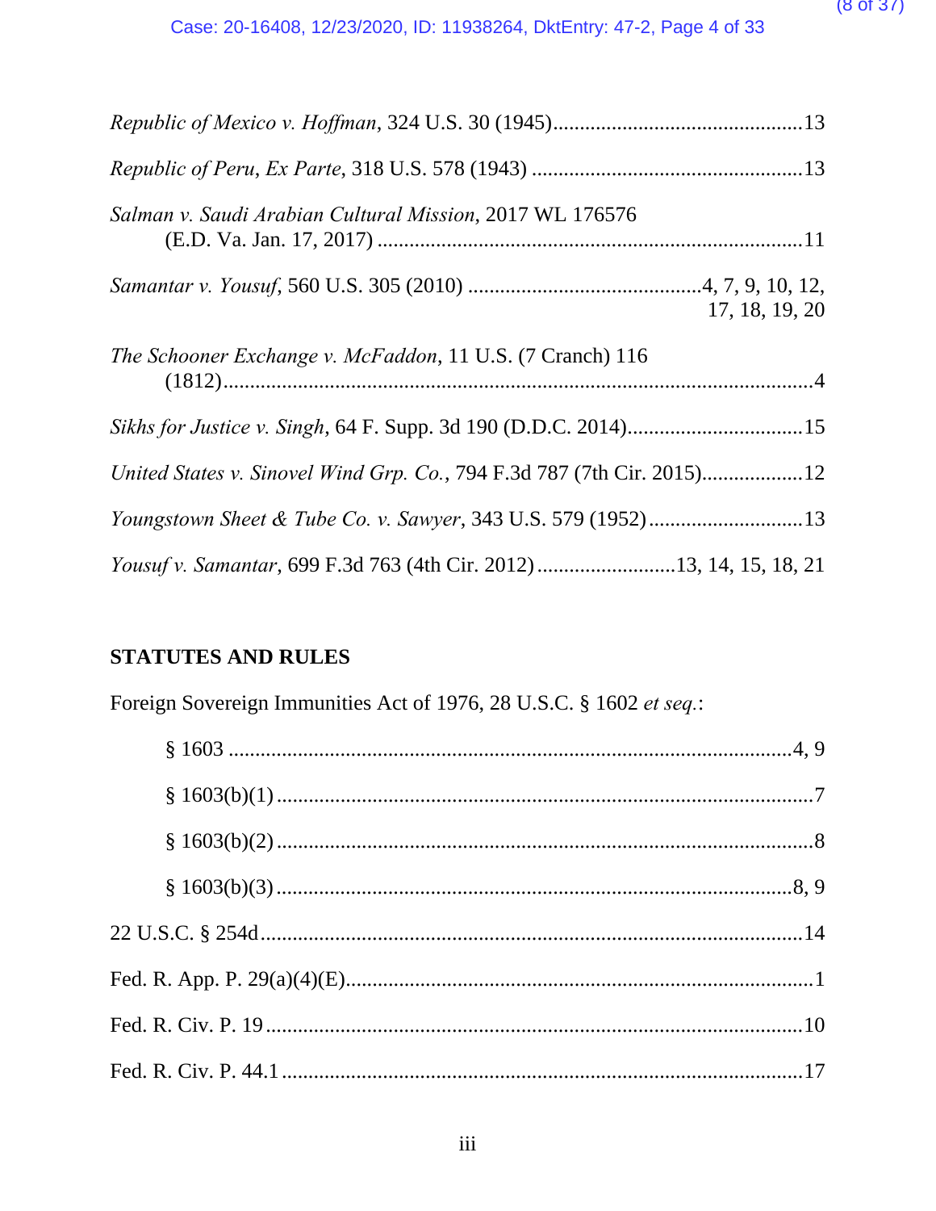*Republic of Mexico v. Hoffman*, 324 U.S. 30 (1945)...............................................13

*Republic of Peru, Ex Parte*, 318 U.S. 578 (1943) ...................................................13

*Salman v. Saudi Arabian Cultural Mission*, 2017 WL 176576 (E.D. Va. Jan. 17, 2017) ................................................................................11

*Samantar v. Yousuf*, 560 U.S. 305 (2010) ............................................4, 7, 9, 10, 12, 17, 18, 19, 20

*The Schooner Exchange v. McFaddon*, 11 U.S. (7 Cranch) 116 (1812)...............................................................................................................4

*Sikhs for Justice v. Singh*, 64 F. Supp. 3d 190 (D.D.C. 2014).................................15

*United States v. Sinovel Wind Grp. Co.*, 794 F.3d 787 (7th Cir. 2015)..................12

*Youngstown Sheet & Tube Co. v. Sawyer*, 343 U.S. 579 (1952).............................13

*Yousuf v. Samantar*, 699 F.3d 763 (4th Cir. 2012)..........................13, 14, 15, 18, 21

## STATUTES AND RULES

Foreign Sovereign Immunities Act of 1976, 28 U.S.C. § 1602 *et seq.*:

§ 1603 ..........................................................................................................4, 9

§ 1603(b)(1) .....................................................................................................7

§ 1603(b)(2) .....................................................................................................8

§ 1603(b)(3) ..................................................................................................8, 9

22 U.S.C. § 254d......................................................................................................14

Fed. R. App. P. 29(a)(4)(E).........................................................................................1

Fed. R. Civ. P. 19 .....................................................................................................10

Fed. R. Civ. P. 44.1 ..................................................................................................17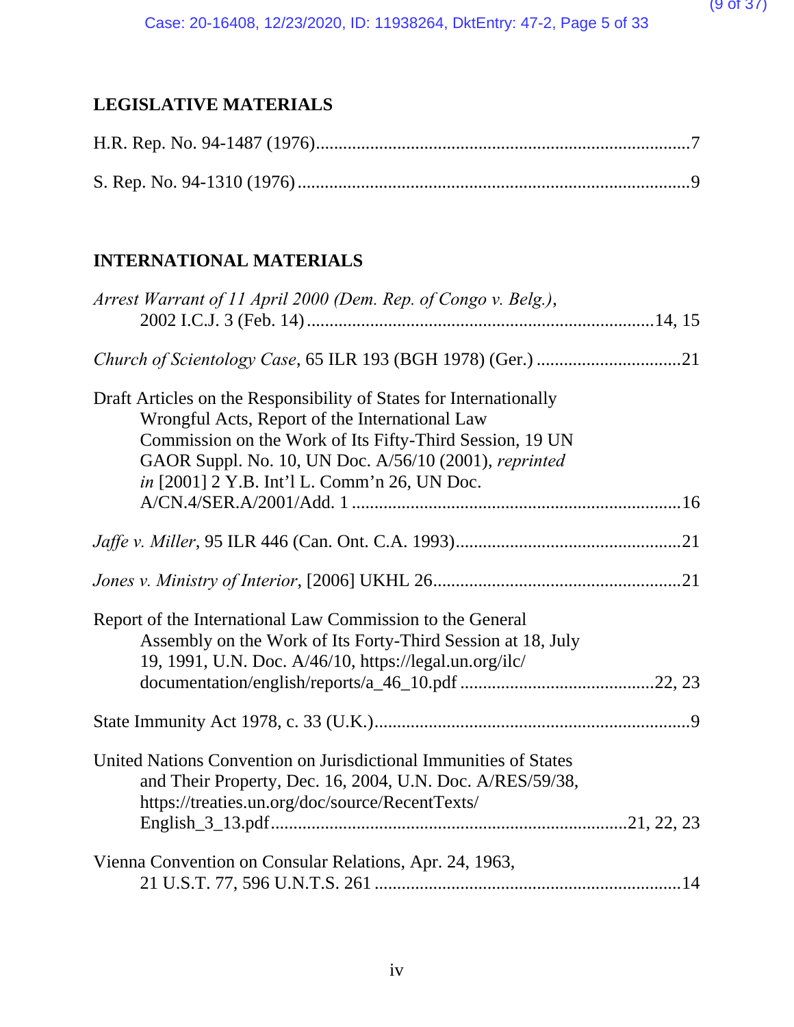## LEGISLATIVE MATERIALS

H.R. Rep. No. 94-1487 (1976)....................................................................................7

S. Rep. No. 94-1310 (1976)........................................................................................9

## INTERNATIONAL MATERIALS

*Arrest Warrant of 11 April 2000 (Dem. Rep. of Congo v. Belg.)*, 2002 I.C.J. 3 (Feb. 14)..............................................................................14, 15

*Church of Scientology Case*, 65 ILR 193 (BGH 1978) (Ger.) ...............................21

Draft Articles on the Responsibility of States for Internationally Wrongful Acts, Report of the International Law Commission on the Work of Its Fifty-Third Session, 19 UN GAOR Suppl. No. 10, UN Doc. A/56/10 (2001), *reprinted in* [2001] 2 Y.B. Int'l L. Comm'n 26, UN Doc. A/CN.4/SER.A/2001/Add. 1 ........................................................................16

*Jaffe v. Miller*, 95 ILR 446 (Can. Ont. C.A. 1993)..................................................21

*Jones v. Ministry of Interior*, [2006] UKHL 26.......................................................21

Report of the International Law Commission to the General Assembly on the Work of Its Forty-Third Session at 18, July 19, 1991, U.N. Doc. A/46/10, https://legal.un.org/ilc/documentation/english/reports/a_46_10.pdf ..........................................22, 23

State Immunity Act 1978, c. 33 (U.K.)......................................................................9

United Nations Convention on Jurisdictional Immunities of States and Their Property, Dec. 16, 2004, U.N. Doc. A/RES/59/38, https://treaties.un.org/doc/source/RecentTexts/English_3_13.pdf.............................................................................21, 22, 23

Vienna Convention on Consular Relations, Apr. 24, 1963, 21 U.S.T. 77, 596 U.N.T.S. 261 ...................................................................14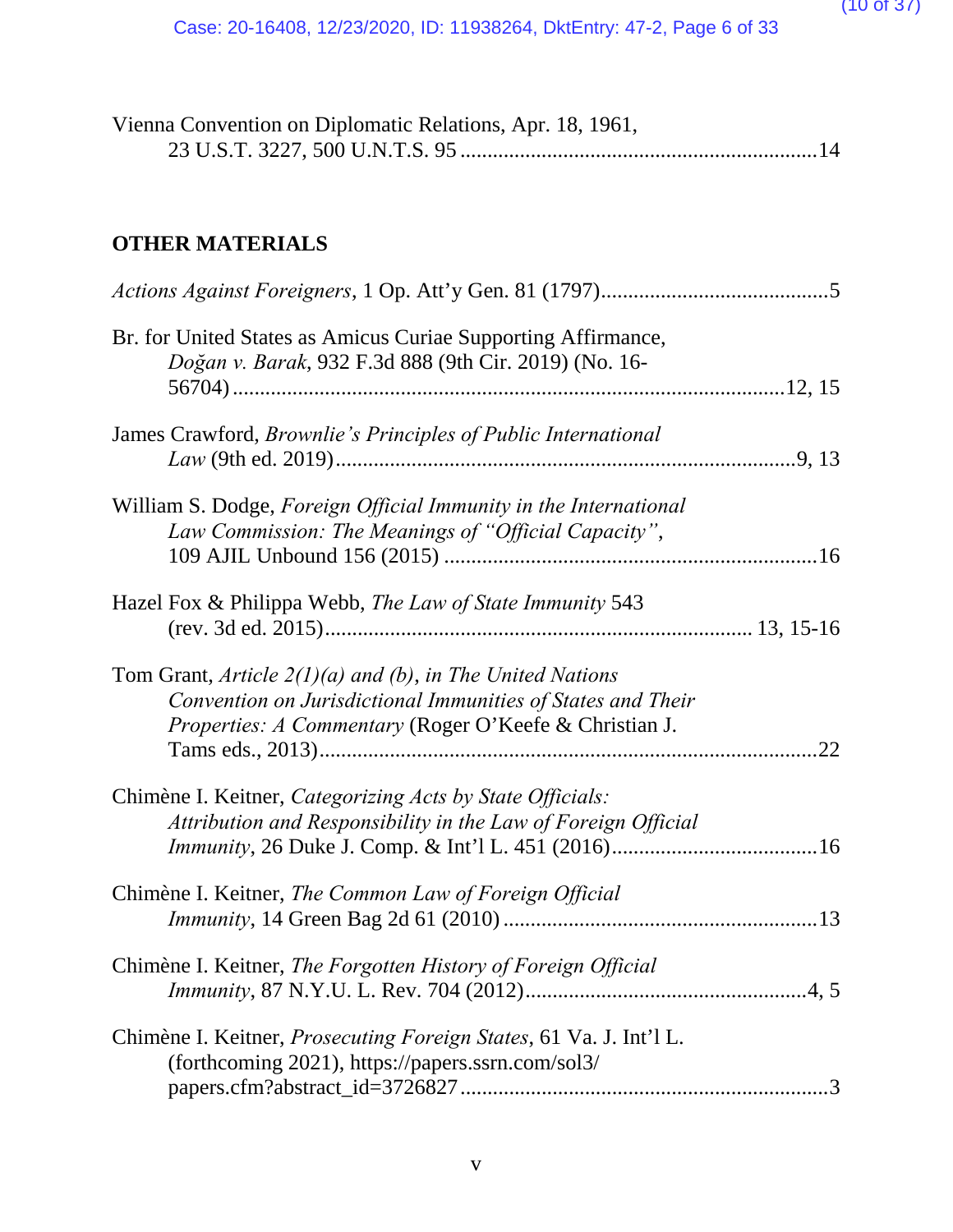Vienna Convention on Diplomatic Relations, Apr. 18, 1961, 23 U.S.T. 3227, 500 U.N.T.S. 95 .................................................................14

**OTHER MATERIALS**

*Actions Against Foreigners*, 1 Op. Att'y Gen. 81 (1797)..........................................5

Br. for United States as Amicus Curiae Supporting Affirmance, *Doğan v. Barak*, 932 F.3d 888 (9th Cir. 2019) (No. 16-56704).......................................................................................12, 15

James Crawford, *Brownlie's Principles of Public International Law* (9th ed. 2019)....................................................................................9, 13

William S. Dodge, *Foreign Official Immunity in the International Law Commission: The Meanings of "Official Capacity"*, 109 AJIL Unbound 156 (2015) ....................................................................16

Hazel Fox & Philippa Webb, *The Law of State Immunity* 543 (rev. 3d ed. 2015)............................................................................ 13, 15-16

Tom Grant, *Article 2(1)(a) and (b), in The United Nations Convention on Jurisdictional Immunities of States and Their Properties: A Commentary* (Roger O'Keefe & Christian J. Tams eds., 2013)..........................................................................................22

Chimène I. Keitner, *Categorizing Acts by State Officials: Attribution and Responsibility in the Law of Foreign Official Immunity*, 26 Duke J. Comp. & Int'l L. 451 (2016)......................................16

Chimène I. Keitner, *The Common Law of Foreign Official Immunity*, 14 Green Bag 2d 61 (2010) .........................................................13

Chimène I. Keitner, *The Forgotten History of Foreign Official Immunity*, 87 N.Y.U. L. Rev. 704 (2012)...................................................4, 5

Chimène I. Keitner, *Prosecuting Foreign States*, 61 Va. J. Int'l L. (forthcoming 2021), https://papers.ssrn.com/sol3/papers.cfm?abstract_id=3726827...................................................................3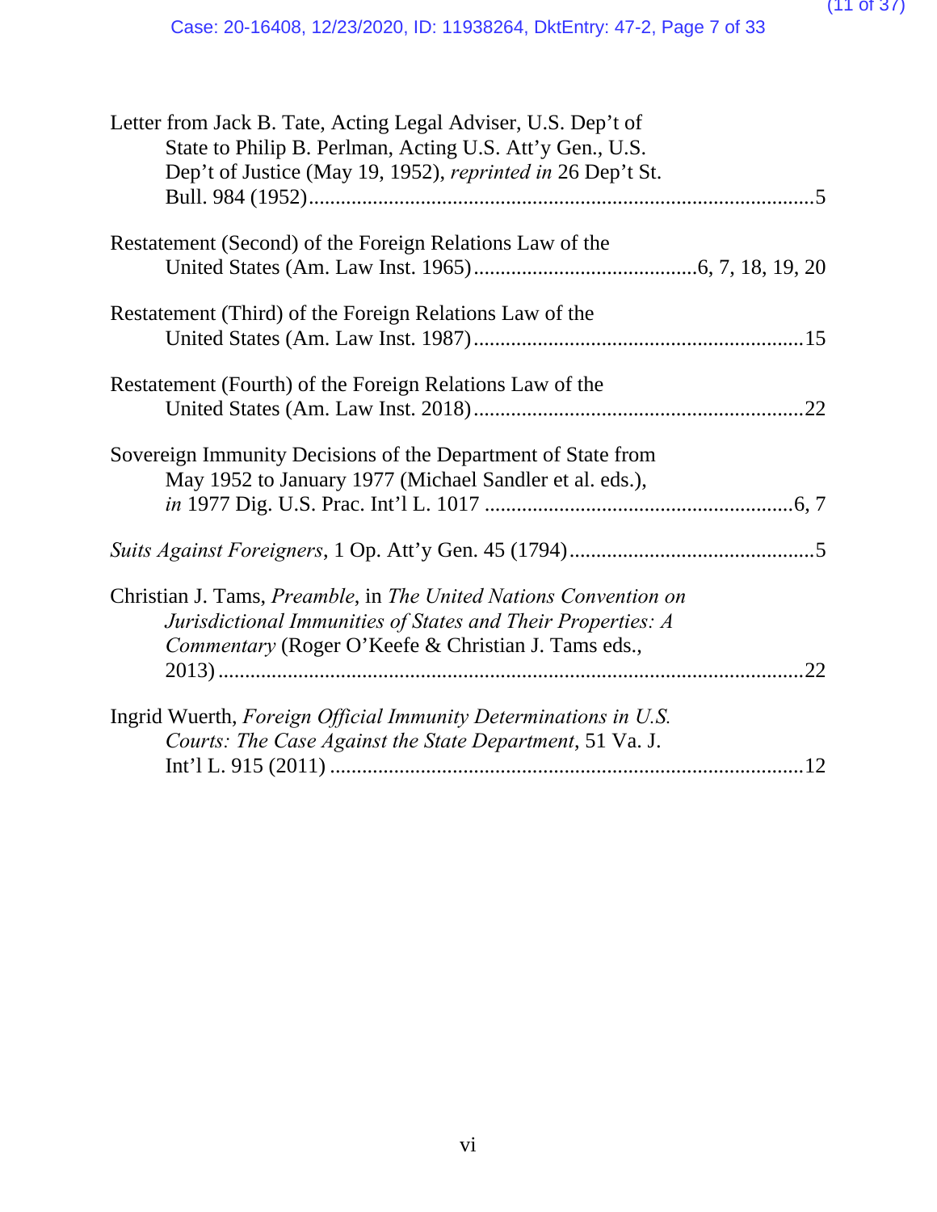Letter from Jack B. Tate, Acting Legal Adviser, U.S. Dep't of State to Philip B. Perlman, Acting U.S. Att'y Gen., U.S. Dep't of Justice (May 19, 1952), *reprinted in* 26 Dep't St. Bull. 984 (1952) .......... 5

Restatement (Second) of the Foreign Relations Law of the United States (Am. Law Inst. 1965) .......... 6, 7, 18, 19, 20

Restatement (Third) of the Foreign Relations Law of the United States (Am. Law Inst. 1987) .......... 15

Restatement (Fourth) of the Foreign Relations Law of the United States (Am. Law Inst. 2018) .......... 22

Sovereign Immunity Decisions of the Department of State from May 1952 to January 1977 (Michael Sandler et al. eds.), *in* 1977 Dig. U.S. Prac. Int'l L. 1017 .......... 6, 7

*Suits Against Foreigners*, 1 Op. Att'y Gen. 45 (1794) .......... 5

Christian J. Tams, *Preamble*, in *The United Nations Convention on Jurisdictional Immunities of States and Their Properties: A Commentary* (Roger O'Keefe & Christian J. Tams eds., 2013) .......... 22

Ingrid Wuerth, *Foreign Official Immunity Determinations in U.S. Courts: The Case Against the State Department*, 51 Va. J. Int'l L. 915 (2011) .......... 12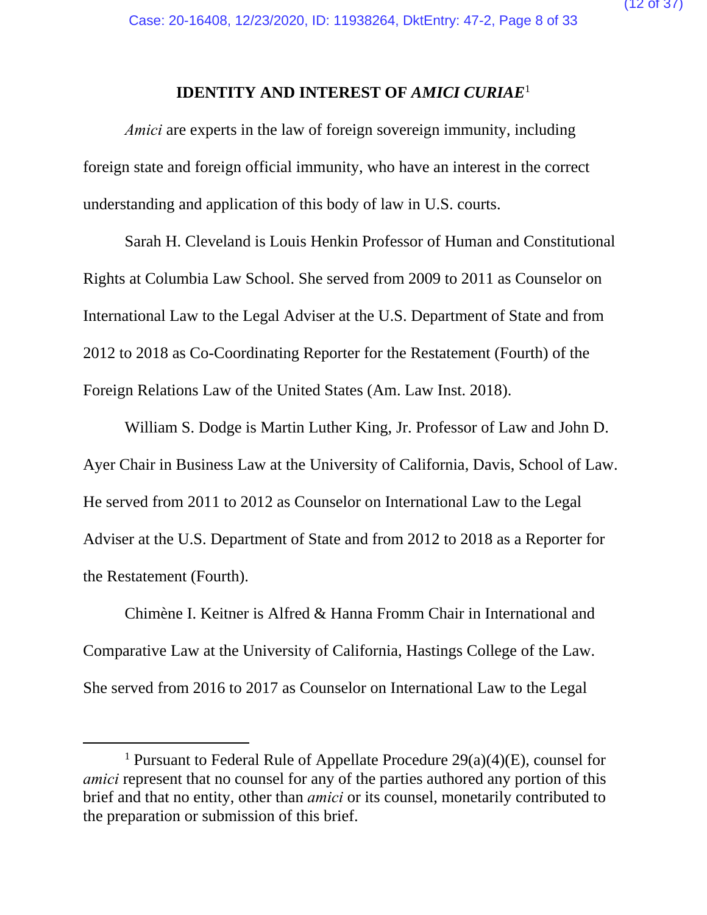## IDENTITY AND INTEREST OF *AMICI CURIAE*[1]

*Amici* are experts in the law of foreign sovereign immunity, including foreign state and foreign official immunity, who have an interest in the correct understanding and application of this body of law in U.S. courts.

Sarah H. Cleveland is Louis Henkin Professor of Human and Constitutional Rights at Columbia Law School. She served from 2009 to 2011 as Counselor on International Law to the Legal Adviser at the U.S. Department of State and from 2012 to 2018 as Co-Coordinating Reporter for the Restatement (Fourth) of the Foreign Relations Law of the United States (Am. Law Inst. 2018).

William S. Dodge is Martin Luther King, Jr. Professor of Law and John D. Ayer Chair in Business Law at the University of California, Davis, School of Law. He served from 2011 to 2012 as Counselor on International Law to the Legal Adviser at the U.S. Department of State and from 2012 to 2018 as a Reporter for the Restatement (Fourth).

Chimène I. Keitner is Alfred & Hanna Fromm Chair in International and Comparative Law at the University of California, Hastings College of the Law. She served from 2016 to 2017 as Counselor on International Law to the Legal

---

[1] Pursuant to Federal Rule of Appellate Procedure 29(a)(4)(E), counsel for *amici* represent that no counsel for any of the parties authored any portion of this brief and that no entity, other than *amici* or its counsel, monetarily contributed to the preparation or submission of this brief.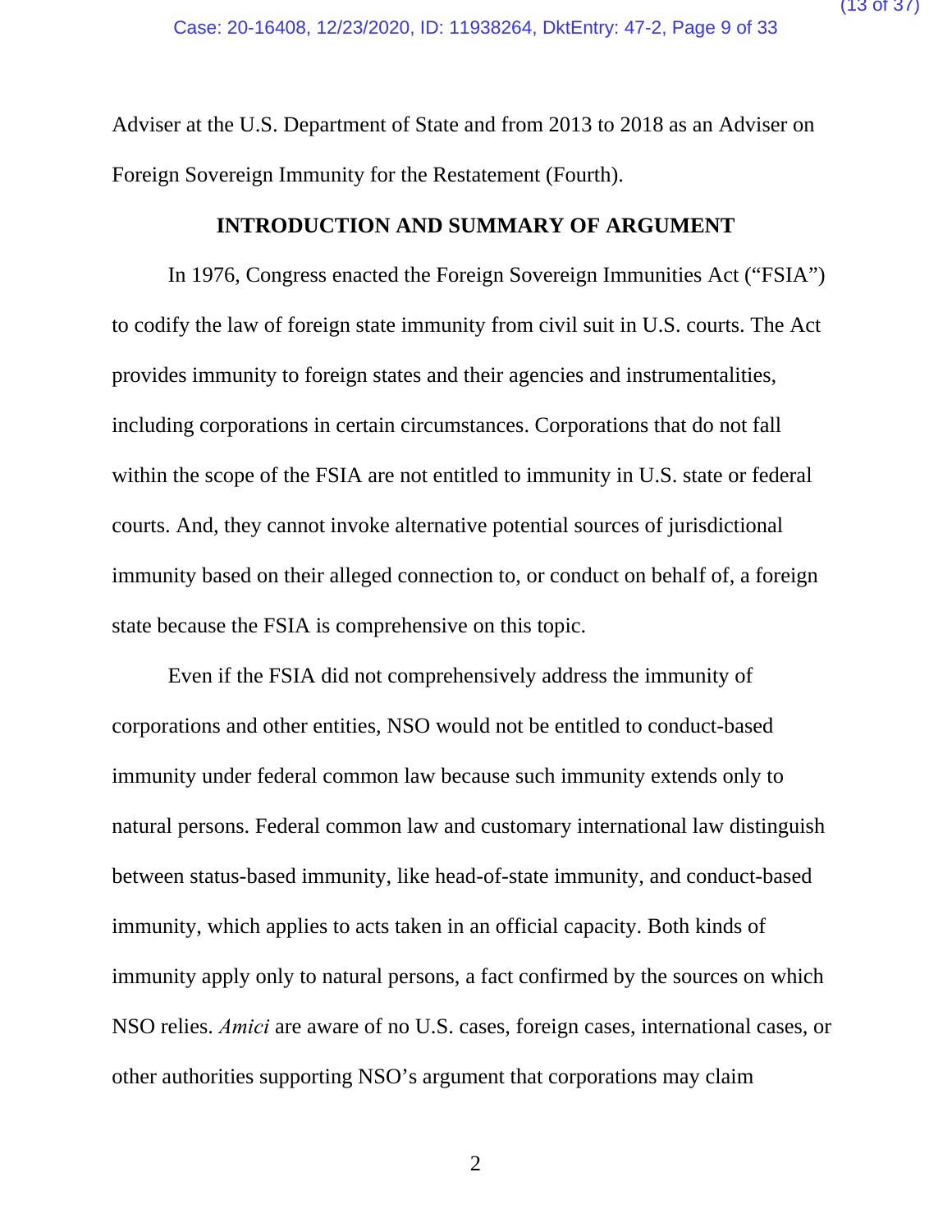Adviser at the U.S. Department of State and from 2013 to 2018 as an Adviser on Foreign Sovereign Immunity for the Restatement (Fourth).

## INTRODUCTION AND SUMMARY OF ARGUMENT

In 1976, Congress enacted the Foreign Sovereign Immunities Act ("FSIA") to codify the law of foreign state immunity from civil suit in U.S. courts. The Act provides immunity to foreign states and their agencies and instrumentalities, including corporations in certain circumstances. Corporations that do not fall within the scope of the FSIA are not entitled to immunity in U.S. state or federal courts. And, they cannot invoke alternative potential sources of jurisdictional immunity based on their alleged connection to, or conduct on behalf of, a foreign state because the FSIA is comprehensive on this topic.

Even if the FSIA did not comprehensively address the immunity of corporations and other entities, NSO would not be entitled to conduct-based immunity under federal common law because such immunity extends only to natural persons. Federal common law and customary international law distinguish between status-based immunity, like head-of-state immunity, and conduct-based immunity, which applies to acts taken in an official capacity. Both kinds of immunity apply only to natural persons, a fact confirmed by the sources on which NSO relies. *Amici* are aware of no U.S. cases, foreign cases, international cases, or other authorities supporting NSO's argument that corporations may claim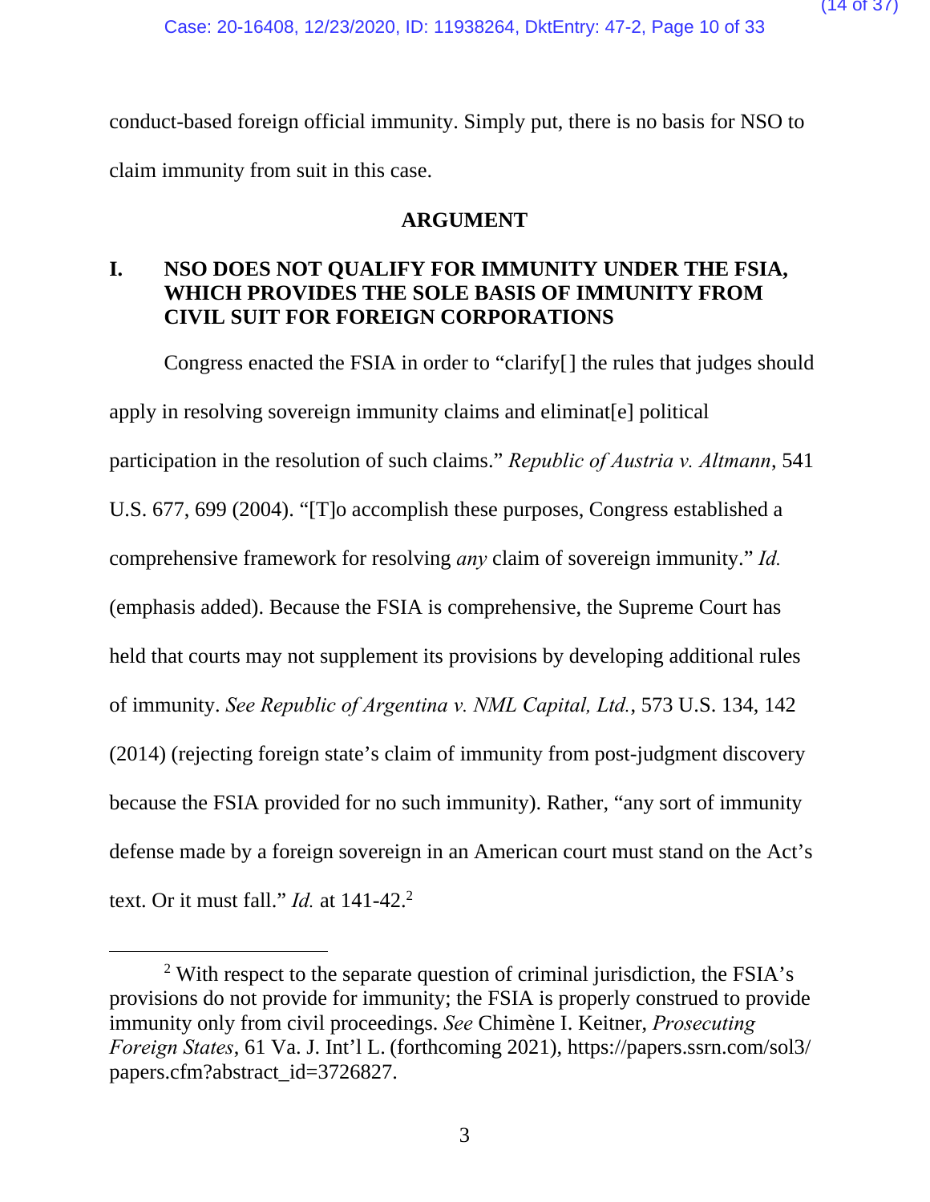conduct-based foreign official immunity. Simply put, there is no basis for NSO to claim immunity from suit in this case.

## ARGUMENT

### I. NSO DOES NOT QUALIFY FOR IMMUNITY UNDER THE FSIA, WHICH PROVIDES THE SOLE BASIS OF IMMUNITY FROM CIVIL SUIT FOR FOREIGN CORPORATIONS

Congress enacted the FSIA in order to "clarify[] the rules that judges should apply in resolving sovereign immunity claims and eliminat[e] political participation in the resolution of such claims." *Republic of Austria v. Altmann*, 541 U.S. 677, 699 (2004). "[T]o accomplish these purposes, Congress established a comprehensive framework for resolving *any* claim of sovereign immunity." *Id.* (emphasis added). Because the FSIA is comprehensive, the Supreme Court has held that courts may not supplement its provisions by developing additional rules of immunity. *See Republic of Argentina v. NML Capital, Ltd.*, 573 U.S. 134, 142 (2014) (rejecting foreign state's claim of immunity from post-judgment discovery because the FSIA provided for no such immunity). Rather, "any sort of immunity defense made by a foreign sovereign in an American court must stand on the Act's text. Or it must fall." *Id.* at 141-42.[2]

[2] With respect to the separate question of criminal jurisdiction, the FSIA's provisions do not provide for immunity; the FSIA is properly construed to provide immunity only from civil proceedings. *See* Chimène I. Keitner, *Prosecuting Foreign States*, 61 Va. J. Int'l L. (forthcoming 2021), https://papers.ssrn.com/sol3/papers.cfm?abstract_id=3726827.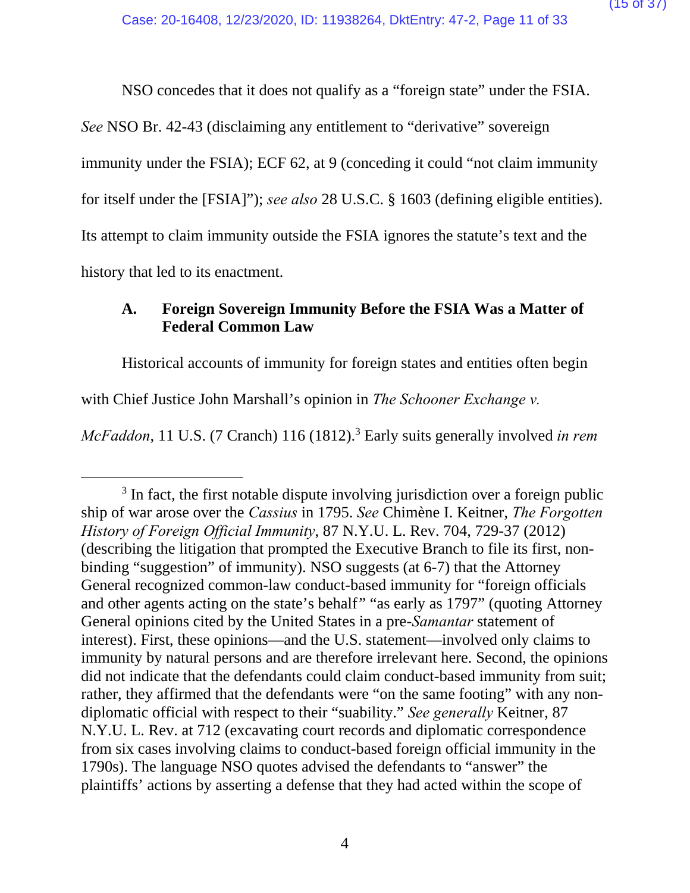NSO concedes that it does not qualify as a "foreign state" under the FSIA. *See* NSO Br. 42-43 (disclaiming any entitlement to "derivative" sovereign immunity under the FSIA); ECF 62, at 9 (conceding it could "not claim immunity for itself under the [FSIA]"); *see also* 28 U.S.C. § 1603 (defining eligible entities). Its attempt to claim immunity outside the FSIA ignores the statute's text and the history that led to its enactment.

### A. Foreign Sovereign Immunity Before the FSIA Was a Matter of Federal Common Law

Historical accounts of immunity for foreign states and entities often begin with Chief Justice John Marshall's opinion in *The Schooner Exchange v. McFaddon*, 11 U.S. (7 Cranch) 116 (1812).[3] Early suits generally involved *in rem*

---

[3] In fact, the first notable dispute involving jurisdiction over a foreign public ship of war arose over the *Cassius* in 1795. *See* Chimène I. Keitner, *The Forgotten History of Foreign Official Immunity*, 87 N.Y.U. L. Rev. 704, 729-37 (2012) (describing the litigation that prompted the Executive Branch to file its first, non-binding "suggestion" of immunity). NSO suggests (at 6-7) that the Attorney General recognized common-law conduct-based immunity for "foreign officials and other agents acting on the state's behalf" "as early as 1797" (quoting Attorney General opinions cited by the United States in a pre-*Samantar* statement of interest). First, these opinions—and the U.S. statement—involved only claims to immunity by natural persons and are therefore irrelevant here. Second, the opinions did not indicate that the defendants could claim conduct-based immunity from suit; rather, they affirmed that the defendants were "on the same footing" with any non-diplomatic official with respect to their "suability." *See generally* Keitner, 87 N.Y.U. L. Rev. at 712 (excavating court records and diplomatic correspondence from six cases involving claims to conduct-based foreign official immunity in the 1790s). The language NSO quotes advised the defendants to "answer" the plaintiffs' actions by asserting a defense that they had acted within the scope of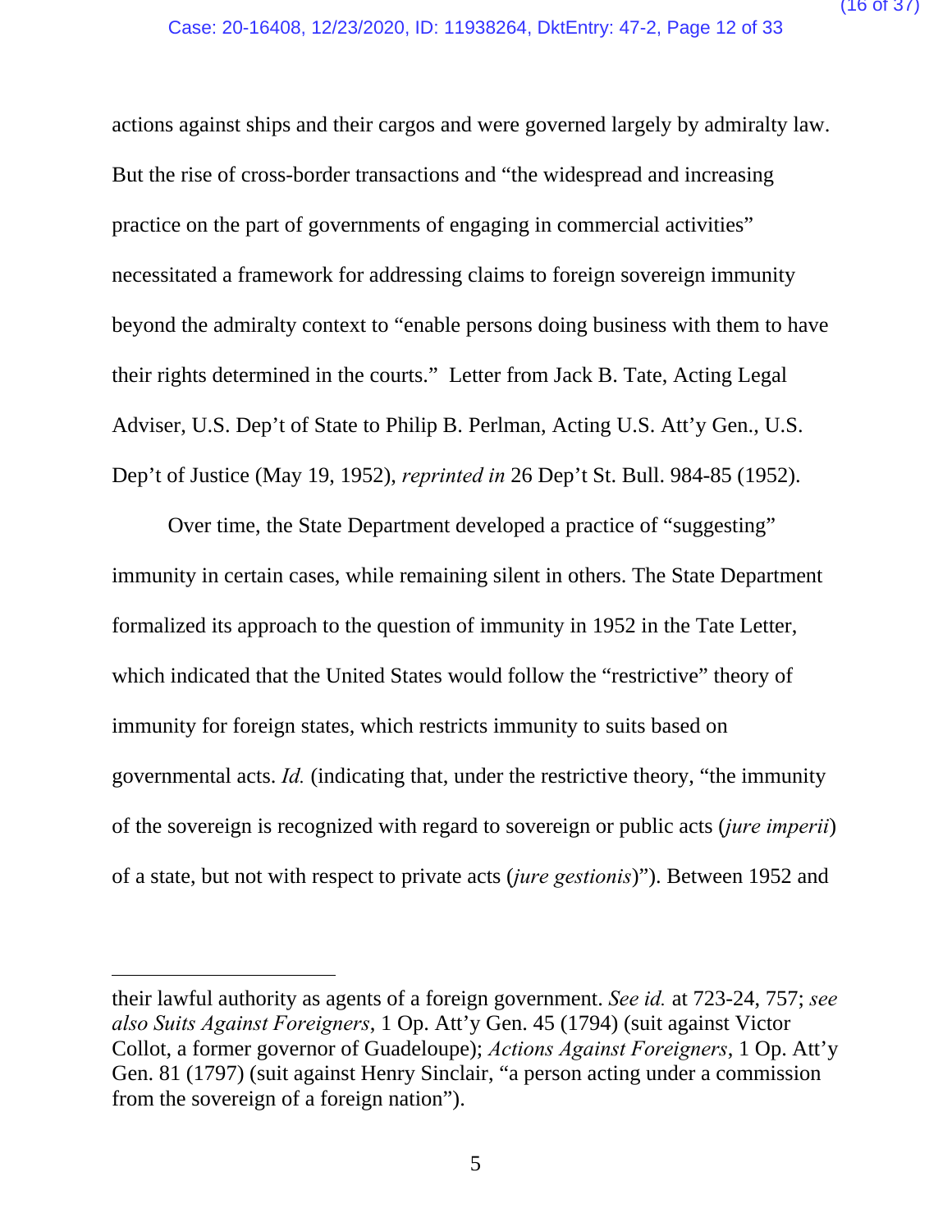actions against ships and their cargos and were governed largely by admiralty law. But the rise of cross-border transactions and "the widespread and increasing practice on the part of governments of engaging in commercial activities" necessitated a framework for addressing claims to foreign sovereign immunity beyond the admiralty context to "enable persons doing business with them to have their rights determined in the courts." Letter from Jack B. Tate, Acting Legal Adviser, U.S. Dep't of State to Philip B. Perlman, Acting U.S. Att'y Gen., U.S. Dep't of Justice (May 19, 1952), *reprinted in* 26 Dep't St. Bull. 984-85 (1952).

Over time, the State Department developed a practice of "suggesting" immunity in certain cases, while remaining silent in others. The State Department formalized its approach to the question of immunity in 1952 in the Tate Letter, which indicated that the United States would follow the "restrictive" theory of immunity for foreign states, which restricts immunity to suits based on governmental acts. *Id.* (indicating that, under the restrictive theory, "the immunity of the sovereign is recognized with regard to sovereign or public acts (*jure imperii*) of a state, but not with respect to private acts (*jure gestionis*)"). Between 1952 and

---

their lawful authority as agents of a foreign government. *See id.* at 723-24, 757; *see also Suits Against Foreigners*, 1 Op. Att'y Gen. 45 (1794) (suit against Victor Collot, a former governor of Guadeloupe); *Actions Against Foreigners*, 1 Op. Att'y Gen. 81 (1797) (suit against Henry Sinclair, "a person acting under a commission from the sovereign of a foreign nation").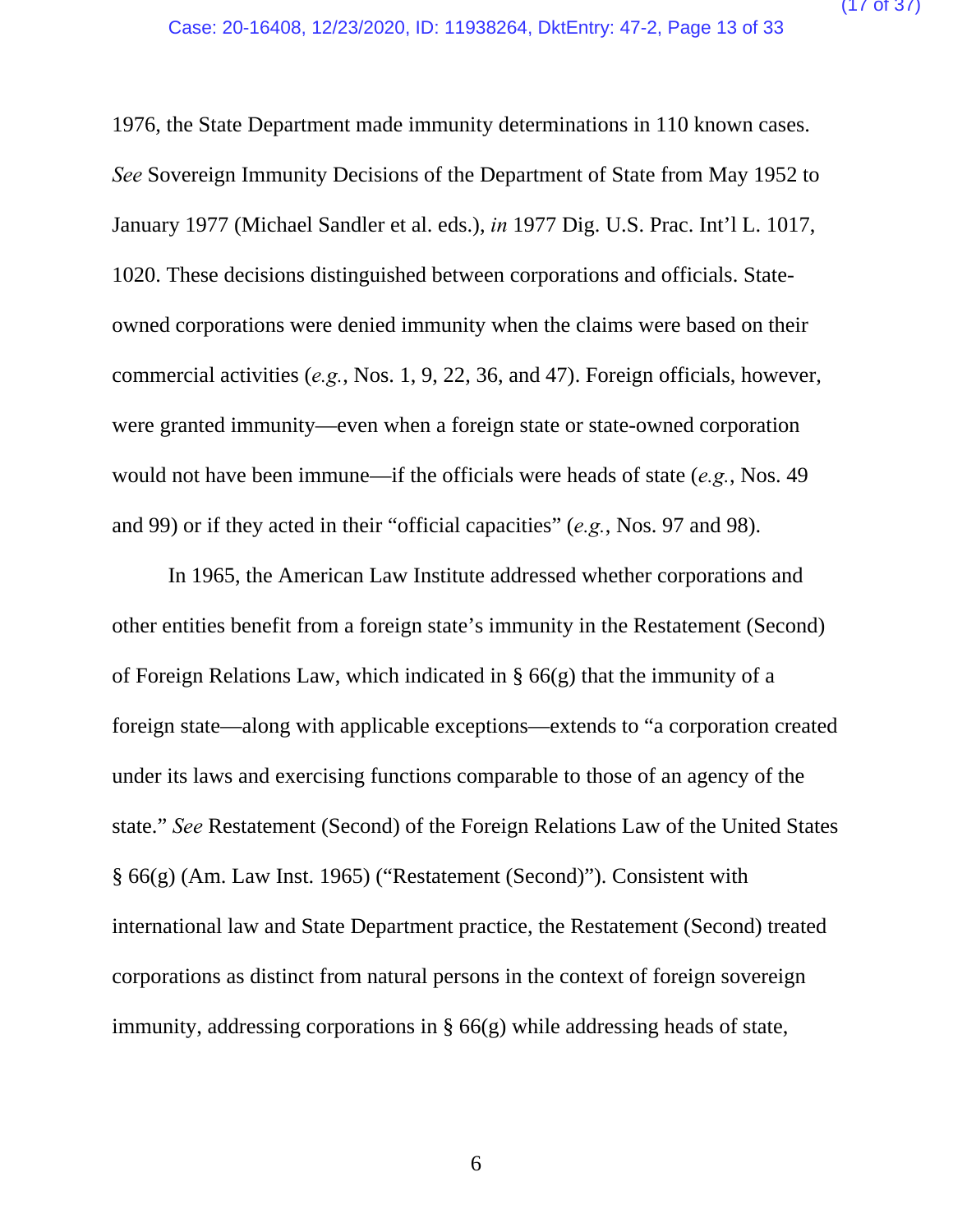1976, the State Department made immunity determinations in 110 known cases. *See* Sovereign Immunity Decisions of the Department of State from May 1952 to January 1977 (Michael Sandler et al. eds.), *in* 1977 Dig. U.S. Prac. Int'l L. 1017, 1020. These decisions distinguished between corporations and officials. State-owned corporations were denied immunity when the claims were based on their commercial activities (*e.g.*, Nos. 1, 9, 22, 36, and 47). Foreign officials, however, were granted immunity—even when a foreign state or state-owned corporation would not have been immune—if the officials were heads of state (*e.g.*, Nos. 49 and 99) or if they acted in their "official capacities" (*e.g.*, Nos. 97 and 98).

In 1965, the American Law Institute addressed whether corporations and other entities benefit from a foreign state's immunity in the Restatement (Second) of Foreign Relations Law, which indicated in § 66(g) that the immunity of a foreign state—along with applicable exceptions—extends to "a corporation created under its laws and exercising functions comparable to those of an agency of the state." *See* Restatement (Second) of the Foreign Relations Law of the United States § 66(g) (Am. Law Inst. 1965) ("Restatement (Second)"). Consistent with international law and State Department practice, the Restatement (Second) treated corporations as distinct from natural persons in the context of foreign sovereign immunity, addressing corporations in § 66(g) while addressing heads of state,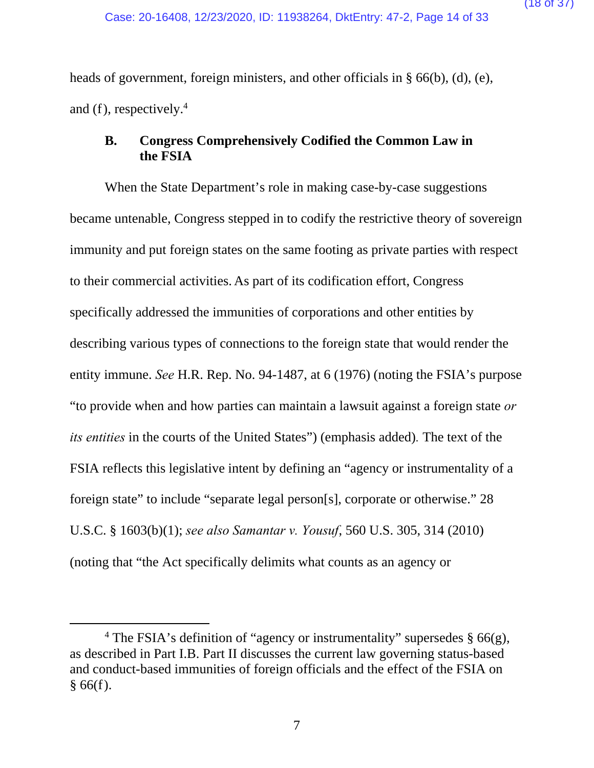heads of government, foreign ministers, and other officials in § 66(b), (d), (e), and (f), respectively.[4]

### B. Congress Comprehensively Codified the Common Law in the FSIA

When the State Department's role in making case-by-case suggestions became untenable, Congress stepped in to codify the restrictive theory of sovereign immunity and put foreign states on the same footing as private parties with respect to their commercial activities. As part of its codification effort, Congress specifically addressed the immunities of corporations and other entities by describing various types of connections to the foreign state that would render the entity immune. *See* H.R. Rep. No. 94-1487, at 6 (1976) (noting the FSIA's purpose "to provide when and how parties can maintain a lawsuit against a foreign state *or its entities* in the courts of the United States") (emphasis added). The text of the FSIA reflects this legislative intent by defining an "agency or instrumentality of a foreign state" to include "separate legal person[s], corporate or otherwise." 28 U.S.C. § 1603(b)(1); *see also Samantar v. Yousuf*, 560 U.S. 305, 314 (2010) (noting that "the Act specifically delimits what counts as an agency or

---

[4] The FSIA's definition of "agency or instrumentality" supersedes § 66(g), as described in Part I.B. Part II discusses the current law governing status-based and conduct-based immunities of foreign officials and the effect of the FSIA on § 66(f).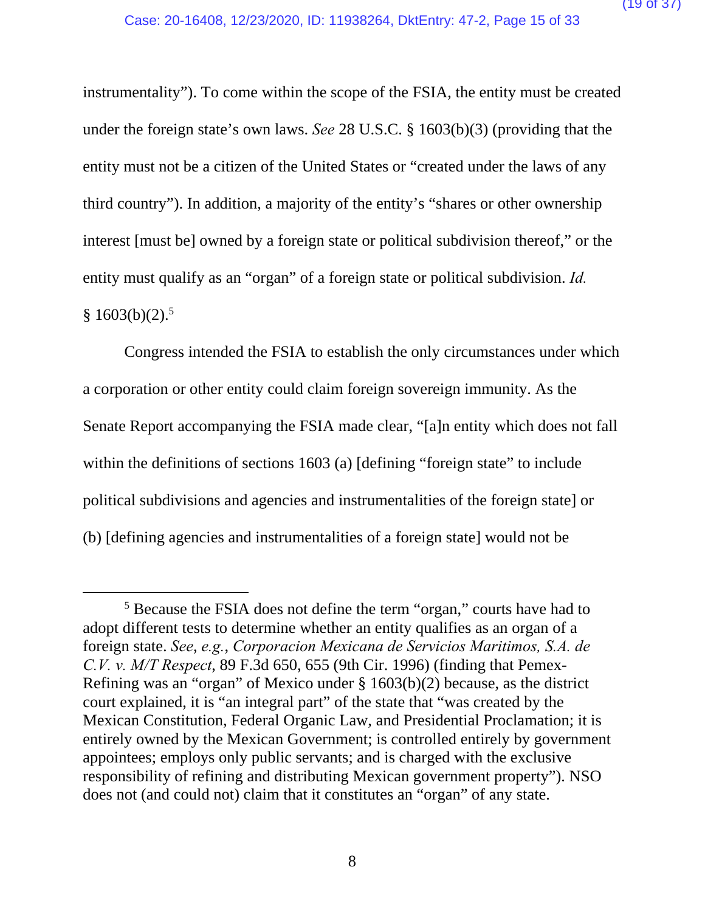instrumentality"). To come within the scope of the FSIA, the entity must be created under the foreign state's own laws. *See* 28 U.S.C. § 1603(b)(3) (providing that the entity must not be a citizen of the United States or "created under the laws of any third country"). In addition, a majority of the entity's "shares or other ownership interest [must be] owned by a foreign state or political subdivision thereof," or the entity must qualify as an "organ" of a foreign state or political subdivision. *Id.* § 1603(b)(2).[5]

Congress intended the FSIA to establish the only circumstances under which a corporation or other entity could claim foreign sovereign immunity. As the Senate Report accompanying the FSIA made clear, "[a]n entity which does not fall within the definitions of sections 1603 (a) [defining "foreign state" to include political subdivisions and agencies and instrumentalities of the foreign state] or (b) [defining agencies and instrumentalities of a foreign state] would not be

---

[5] Because the FSIA does not define the term "organ," courts have had to adopt different tests to determine whether an entity qualifies as an organ of a foreign state. *See, e.g.*, *Corporacion Mexicana de Servicios Maritimos, S.A. de C.V. v. M/T Respect*, 89 F.3d 650, 655 (9th Cir. 1996) (finding that Pemex-Refining was an "organ" of Mexico under § 1603(b)(2) because, as the district court explained, it is "an integral part" of the state that "was created by the Mexican Constitution, Federal Organic Law, and Presidential Proclamation; it is entirely owned by the Mexican Government; is controlled entirely by government appointees; employs only public servants; and is charged with the exclusive responsibility of refining and distributing Mexican government property"). NSO does not (and could not) claim that it constitutes an "organ" of any state.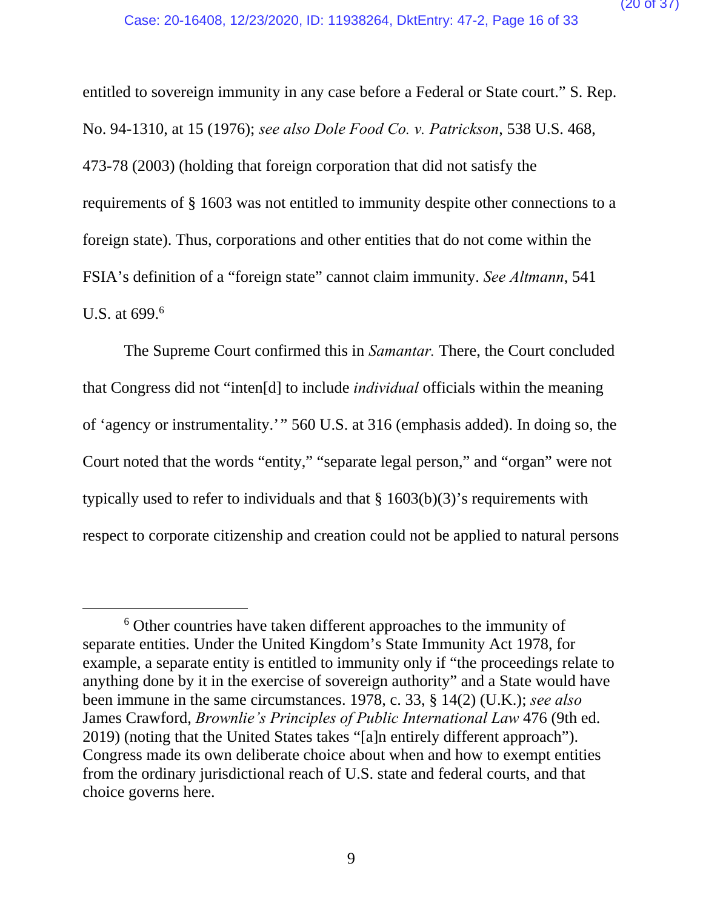entitled to sovereign immunity in any case before a Federal or State court." S. Rep. No. 94-1310, at 15 (1976); *see also Dole Food Co. v. Patrickson*, 538 U.S. 468, 473-78 (2003) (holding that foreign corporation that did not satisfy the requirements of § 1603 was not entitled to immunity despite other connections to a foreign state). Thus, corporations and other entities that do not come within the FSIA's definition of a "foreign state" cannot claim immunity. *See Altmann*, 541 U.S. at 699.[6]

The Supreme Court confirmed this in *Samantar.* There, the Court concluded that Congress did not "inten[d] to include *individual* officials within the meaning of 'agency or instrumentality.'" 560 U.S. at 316 (emphasis added). In doing so, the Court noted that the words "entity," "separate legal person," and "organ" were not typically used to refer to individuals and that § 1603(b)(3)'s requirements with respect to corporate citizenship and creation could not be applied to natural persons

---

[6] Other countries have taken different approaches to the immunity of separate entities. Under the United Kingdom's State Immunity Act 1978, for example, a separate entity is entitled to immunity only if "the proceedings relate to anything done by it in the exercise of sovereign authority" and a State would have been immune in the same circumstances. 1978, c. 33, § 14(2) (U.K.); *see also* James Crawford, *Brownlie's Principles of Public International Law* 476 (9th ed. 2019) (noting that the United States takes "[a]n entirely different approach"). Congress made its own deliberate choice about when and how to exempt entities from the ordinary jurisdictional reach of U.S. state and federal courts, and that choice governs here.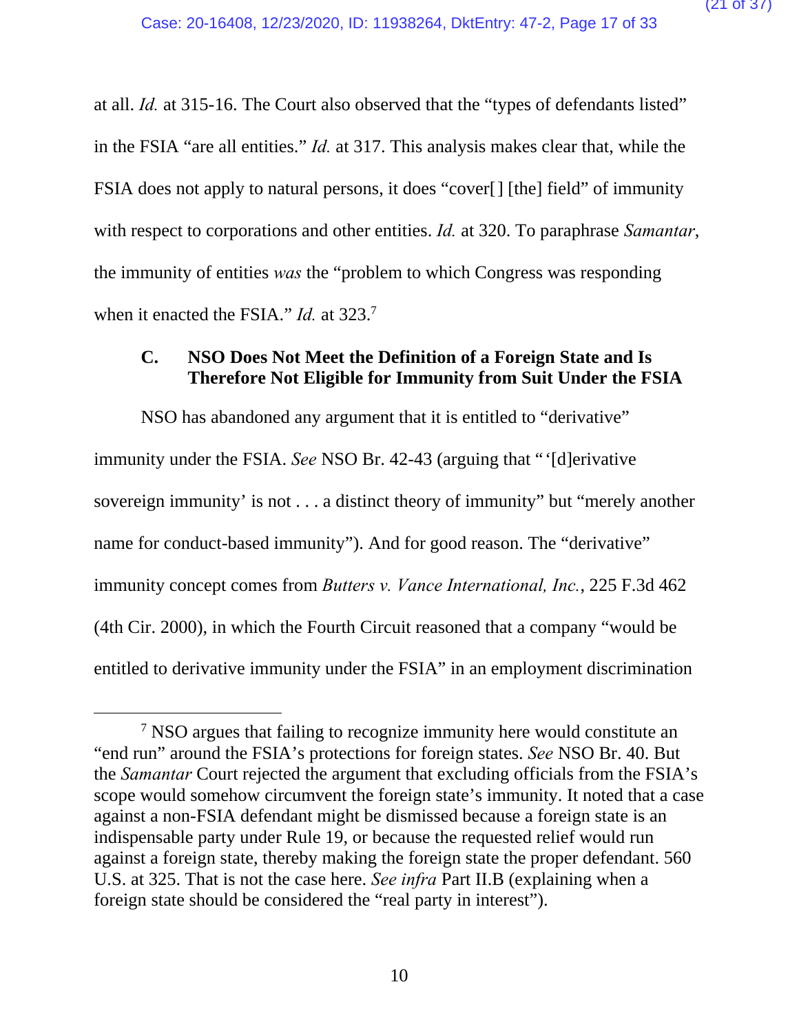at all. *Id.* at 315-16. The Court also observed that the "types of defendants listed" in the FSIA "are all entities." *Id.* at 317. This analysis makes clear that, while the FSIA does not apply to natural persons, it does "cover[] [the] field" of immunity with respect to corporations and other entities. *Id.* at 320. To paraphrase *Samantar*, the immunity of entities *was* the "problem to which Congress was responding when it enacted the FSIA." *Id.* at 323.[7]

### C. NSO Does Not Meet the Definition of a Foreign State and Is Therefore Not Eligible for Immunity from Suit Under the FSIA

NSO has abandoned any argument that it is entitled to "derivative" immunity under the FSIA. *See* NSO Br. 42-43 (arguing that "'[d]erivative sovereign immunity' is not . . . a distinct theory of immunity" but "merely another name for conduct-based immunity"). And for good reason. The "derivative" immunity concept comes from *Butters v. Vance International, Inc.*, 225 F.3d 462 (4th Cir. 2000), in which the Fourth Circuit reasoned that a company "would be entitled to derivative immunity under the FSIA" in an employment discrimination

---

[7] NSO argues that failing to recognize immunity here would constitute an "end run" around the FSIA's protections for foreign states. *See* NSO Br. 40. But the *Samantar* Court rejected the argument that excluding officials from the FSIA's scope would somehow circumvent the foreign state's immunity. It noted that a case against a non-FSIA defendant might be dismissed because a foreign state is an indispensable party under Rule 19, or because the requested relief would run against a foreign state, thereby making the foreign state the proper defendant. 560 U.S. at 325. That is not the case here. *See infra* Part II.B (explaining when a foreign state should be considered the "real party in interest").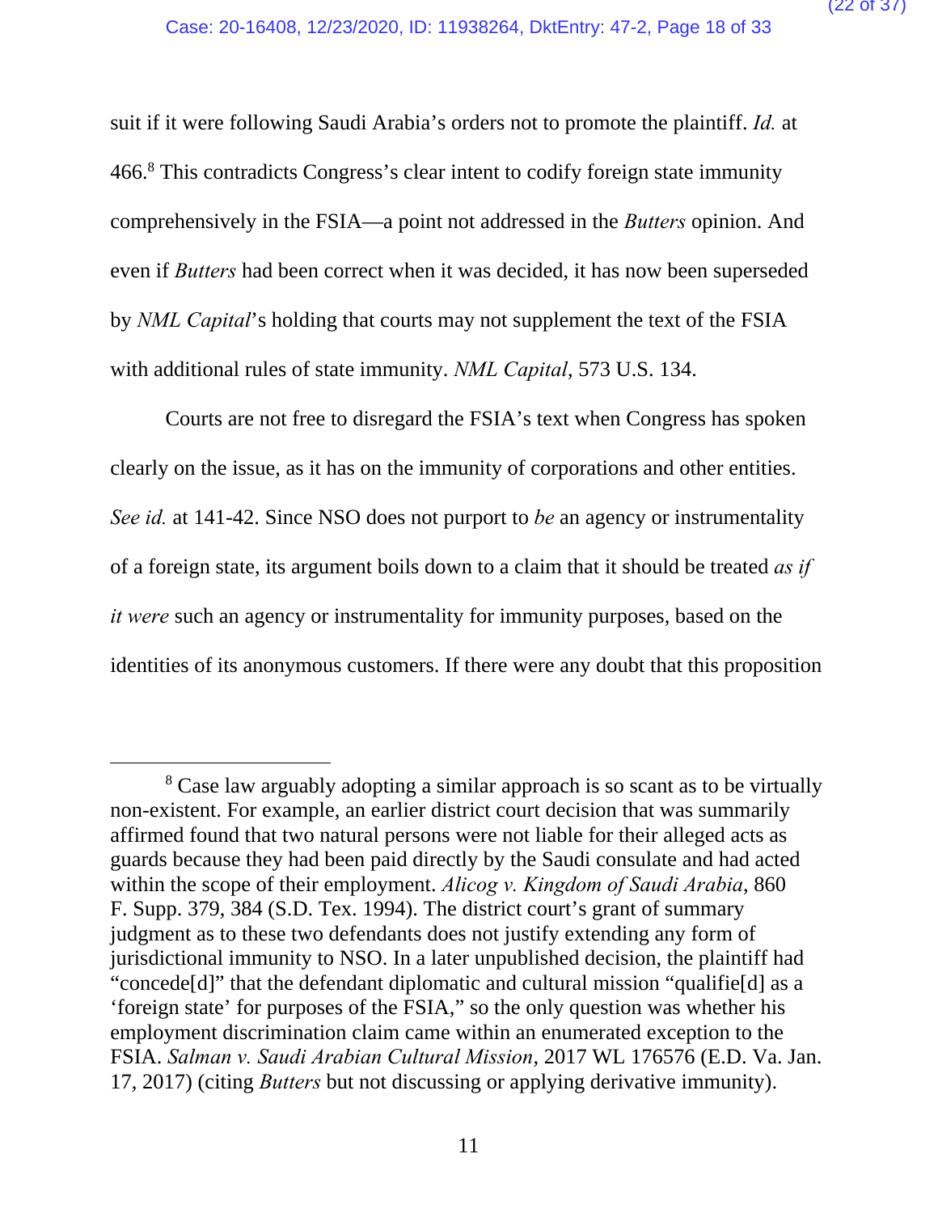suit if it were following Saudi Arabia's orders not to promote the plaintiff. *Id.* at 466.[8] This contradicts Congress's clear intent to codify foreign state immunity comprehensively in the FSIA—a point not addressed in the *Butters* opinion. And even if *Butters* had been correct when it was decided, it has now been superseded by *NML Capital*'s holding that courts may not supplement the text of the FSIA with additional rules of state immunity. *NML Capital*, 573 U.S. 134.

Courts are not free to disregard the FSIA's text when Congress has spoken clearly on the issue, as it has on the immunity of corporations and other entities. *See id.* at 141-42. Since NSO does not purport to *be* an agency or instrumentality of a foreign state, its argument boils down to a claim that it should be treated *as if it were* such an agency or instrumentality for immunity purposes, based on the identities of its anonymous customers. If there were any doubt that this proposition

---

[8] Case law arguably adopting a similar approach is so scant as to be virtually non-existent. For example, an earlier district court decision that was summarily affirmed found that two natural persons were not liable for their alleged acts as guards because they had been paid directly by the Saudi consulate and had acted within the scope of their employment. *Alicog v. Kingdom of Saudi Arabia*, 860 F. Supp. 379, 384 (S.D. Tex. 1994). The district court's grant of summary judgment as to these two defendants does not justify extending any form of jurisdictional immunity to NSO. In a later unpublished decision, the plaintiff had "concede[d]" that the defendant diplomatic and cultural mission "qualifie[d] as a 'foreign state' for purposes of the FSIA," so the only question was whether his employment discrimination claim came within an enumerated exception to the FSIA. *Salman v. Saudi Arabian Cultural Mission*, 2017 WL 176576 (E.D. Va. Jan. 17, 2017) (citing *Butters* but not discussing or applying derivative immunity).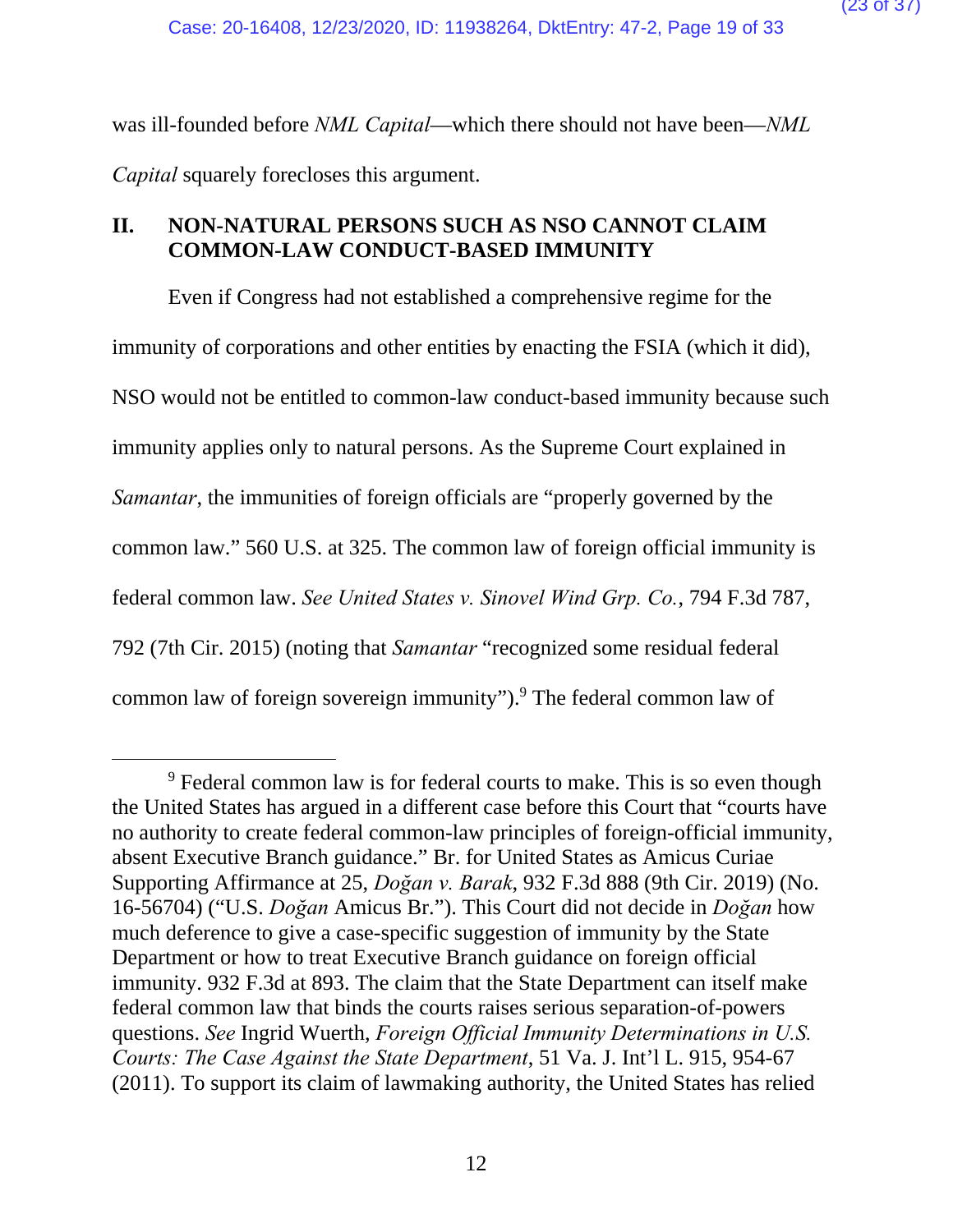was ill-founded before *NML Capital*—which there should not have been—*NML Capital* squarely forecloses this argument.

## II. NON-NATURAL PERSONS SUCH AS NSO CANNOT CLAIM COMMON-LAW CONDUCT-BASED IMMUNITY

Even if Congress had not established a comprehensive regime for the immunity of corporations and other entities by enacting the FSIA (which it did), NSO would not be entitled to common-law conduct-based immunity because such immunity applies only to natural persons. As the Supreme Court explained in *Samantar*, the immunities of foreign officials are "properly governed by the common law." 560 U.S. at 325. The common law of foreign official immunity is federal common law. *See United States v. Sinovel Wind Grp. Co.*, 794 F.3d 787, 792 (7th Cir. 2015) (noting that *Samantar* "recognized some residual federal common law of foreign sovereign immunity").[9] The federal common law of

[9] Federal common law is for federal courts to make. This is so even though the United States has argued in a different case before this Court that "courts have no authority to create federal common-law principles of foreign-official immunity, absent Executive Branch guidance." Br. for United States as Amicus Curiae Supporting Affirmance at 25, *Doğan v. Barak*, 932 F.3d 888 (9th Cir. 2019) (No. 16-56704) ("U.S. *Doğan* Amicus Br."). This Court did not decide in *Doğan* how much deference to give a case-specific suggestion of immunity by the State Department or how to treat Executive Branch guidance on foreign official immunity. 932 F.3d at 893. The claim that the State Department can itself make federal common law that binds the courts raises serious separation-of-powers questions. *See* Ingrid Wuerth, *Foreign Official Immunity Determinations in U.S. Courts: The Case Against the State Department*, 51 Va. J. Int'l L. 915, 954-67 (2011). To support its claim of lawmaking authority, the United States has relied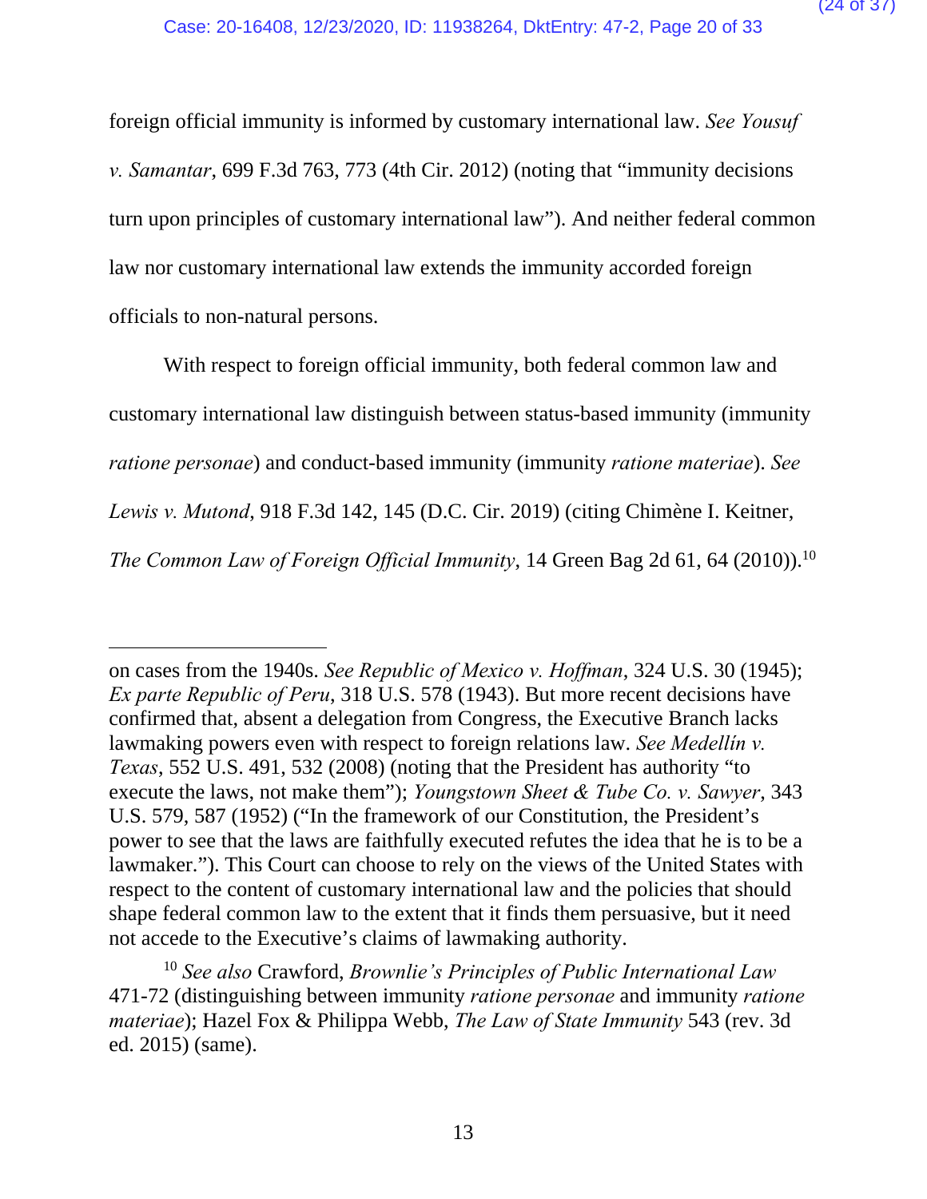foreign official immunity is informed by customary international law. *See Yousuf v. Samantar*, 699 F.3d 763, 773 (4th Cir. 2012) (noting that "immunity decisions turn upon principles of customary international law"). And neither federal common law nor customary international law extends the immunity accorded foreign officials to non-natural persons.

With respect to foreign official immunity, both federal common law and customary international law distinguish between status-based immunity (immunity *ratione personae*) and conduct-based immunity (immunity *ratione materiae*). *See Lewis v. Mutond*, 918 F.3d 142, 145 (D.C. Cir. 2019) (citing Chimène I. Keitner, *The Common Law of Foreign Official Immunity*, 14 Green Bag 2d 61, 64 (2010)).[10]

---

on cases from the 1940s. *See Republic of Mexico v. Hoffman*, 324 U.S. 30 (1945); *Ex parte Republic of Peru*, 318 U.S. 578 (1943). But more recent decisions have confirmed that, absent a delegation from Congress, the Executive Branch lacks lawmaking powers even with respect to foreign relations law. *See Medellín v. Texas*, 552 U.S. 491, 532 (2008) (noting that the President has authority "to execute the laws, not make them"); *Youngstown Sheet & Tube Co. v. Sawyer*, 343 U.S. 579, 587 (1952) ("In the framework of our Constitution, the President's power to see that the laws are faithfully executed refutes the idea that he is to be a lawmaker."). This Court can choose to rely on the views of the United States with respect to the content of customary international law and the policies that should shape federal common law to the extent that it finds them persuasive, but it need not accede to the Executive's claims of lawmaking authority.

[10] *See also* Crawford, *Brownlie's Principles of Public International Law* 471-72 (distinguishing between immunity *ratione personae* and immunity *ratione materiae*); Hazel Fox & Philippa Webb, *The Law of State Immunity* 543 (rev. 3d ed. 2015) (same).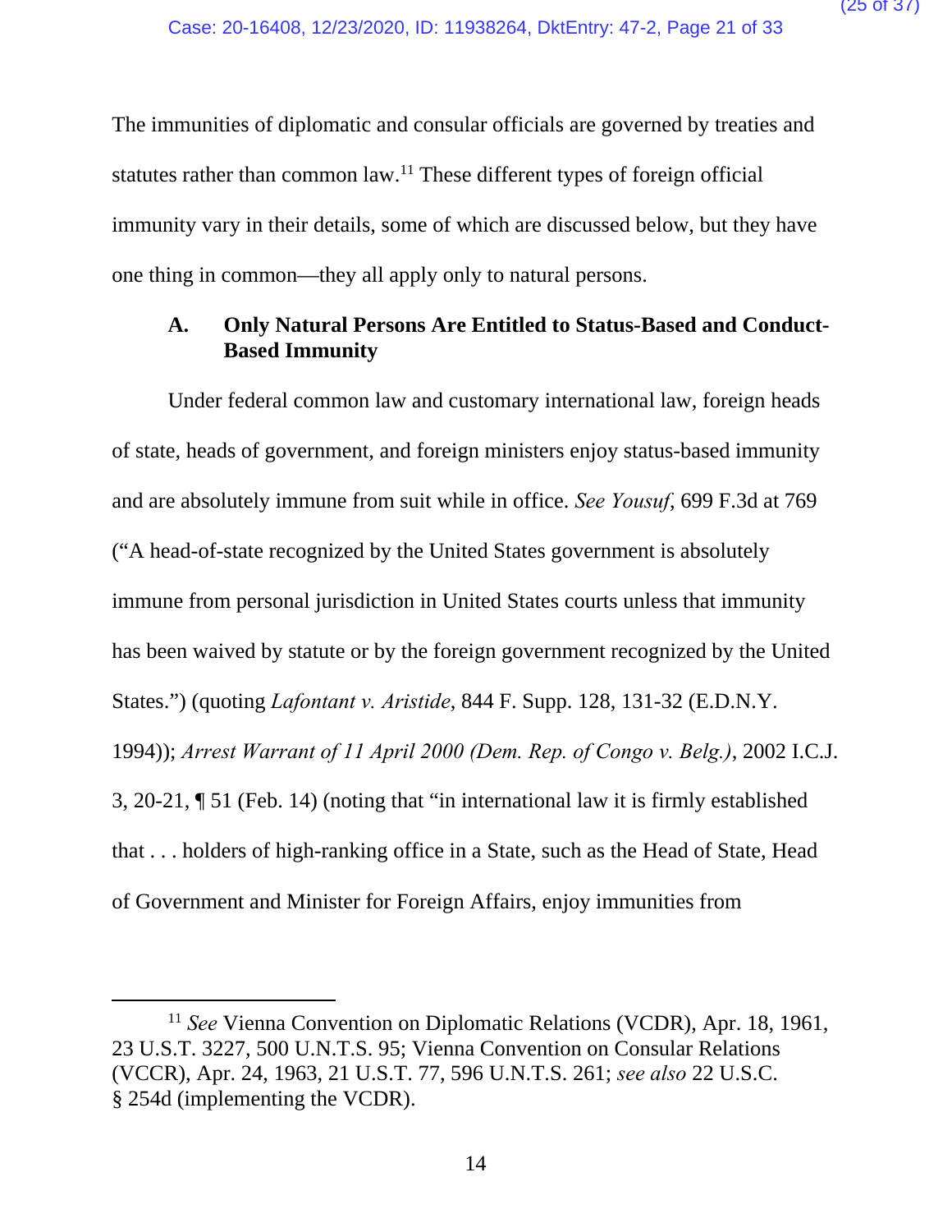The immunities of diplomatic and consular officials are governed by treaties and statutes rather than common law.[11] These different types of foreign official immunity vary in their details, some of which are discussed below, but they have one thing in common—they all apply only to natural persons.

### A. Only Natural Persons Are Entitled to Status-Based and Conduct-Based Immunity

Under federal common law and customary international law, foreign heads of state, heads of government, and foreign ministers enjoy status-based immunity and are absolutely immune from suit while in office. *See Yousuf*, 699 F.3d at 769 ("A head-of-state recognized by the United States government is absolutely immune from personal jurisdiction in United States courts unless that immunity has been waived by statute or by the foreign government recognized by the United States.") (quoting *Lafontant v. Aristide*, 844 F. Supp. 128, 131-32 (E.D.N.Y. 1994)); *Arrest Warrant of 11 April 2000 (Dem. Rep. of Congo v. Belg.)*, 2002 I.C.J. 3, 20-21, ¶ 51 (Feb. 14) (noting that "in international law it is firmly established that . . . holders of high-ranking office in a State, such as the Head of State, Head of Government and Minister for Foreign Affairs, enjoy immunities from

---

[11] *See* Vienna Convention on Diplomatic Relations (VCDR), Apr. 18, 1961, 23 U.S.T. 3227, 500 U.N.T.S. 95; Vienna Convention on Consular Relations (VCCR), Apr. 24, 1963, 21 U.S.T. 77, 596 U.N.T.S. 261; *see also* 22 U.S.C. § 254d (implementing the VCDR).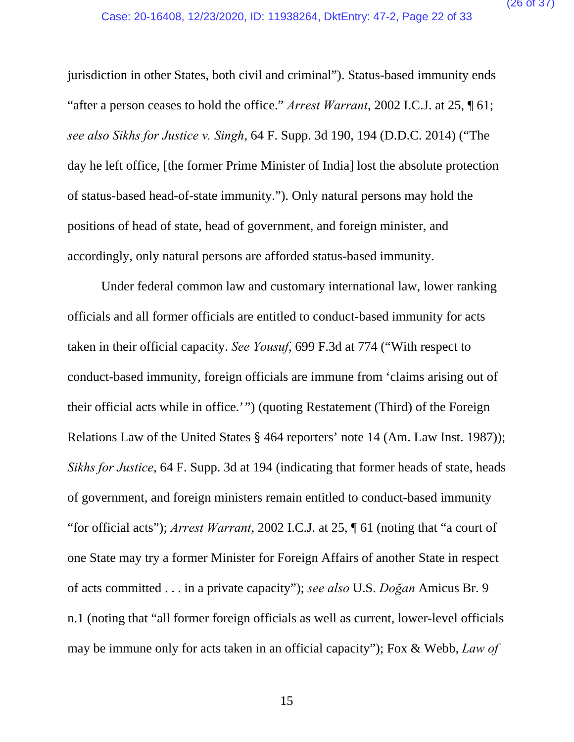jurisdiction in other States, both civil and criminal"). Status-based immunity ends "after a person ceases to hold the office." *Arrest Warrant*, 2002 I.C.J. at 25, ¶ 61; *see also Sikhs for Justice v. Singh*, 64 F. Supp. 3d 190, 194 (D.D.C. 2014) ("The day he left office, [the former Prime Minister of India] lost the absolute protection of status-based head-of-state immunity."). Only natural persons may hold the positions of head of state, head of government, and foreign minister, and accordingly, only natural persons are afforded status-based immunity.

Under federal common law and customary international law, lower ranking officials and all former officials are entitled to conduct-based immunity for acts taken in their official capacity. *See Yousuf*, 699 F.3d at 774 ("With respect to conduct-based immunity, foreign officials are immune from 'claims arising out of their official acts while in office.'") (quoting Restatement (Third) of the Foreign Relations Law of the United States § 464 reporters' note 14 (Am. Law Inst. 1987)); *Sikhs for Justice*, 64 F. Supp. 3d at 194 (indicating that former heads of state, heads of government, and foreign ministers remain entitled to conduct-based immunity "for official acts"); *Arrest Warrant*, 2002 I.C.J. at 25, ¶ 61 (noting that "a court of one State may try a former Minister for Foreign Affairs of another State in respect of acts committed . . . in a private capacity"); *see also* U.S. *Doğan* Amicus Br. 9 n.1 (noting that "all former foreign officials as well as current, lower-level officials may be immune only for acts taken in an official capacity"); Fox & Webb, *Law of*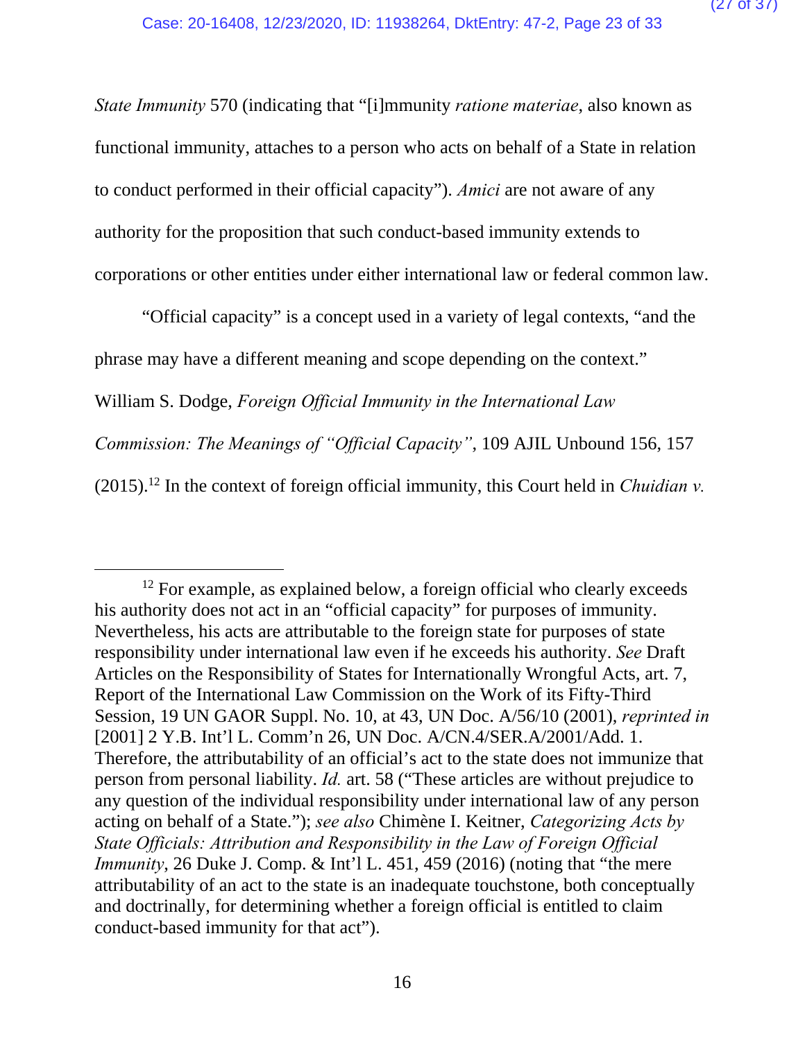*State Immunity* 570 (indicating that "[i]mmunity *ratione materiae*, also known as functional immunity, attaches to a person who acts on behalf of a State in relation to conduct performed in their official capacity"). *Amici* are not aware of any authority for the proposition that such conduct-based immunity extends to corporations or other entities under either international law or federal common law.

"Official capacity" is a concept used in a variety of legal contexts, "and the phrase may have a different meaning and scope depending on the context." William S. Dodge, *Foreign Official Immunity in the International Law Commission: The Meanings of "Official Capacity"*, 109 AJIL Unbound 156, 157 (2015).[12] In the context of foreign official immunity, this Court held in *Chuidian v.*

---

[12] For example, as explained below, a foreign official who clearly exceeds his authority does not act in an "official capacity" for purposes of immunity. Nevertheless, his acts are attributable to the foreign state for purposes of state responsibility under international law even if he exceeds his authority. *See* Draft Articles on the Responsibility of States for Internationally Wrongful Acts, art. 7, Report of the International Law Commission on the Work of its Fifty-Third Session, 19 UN GAOR Suppl. No. 10, at 43, UN Doc. A/56/10 (2001), *reprinted in* [2001] 2 Y.B. Int'l L. Comm'n 26, UN Doc. A/CN.4/SER.A/2001/Add. 1. Therefore, the attributability of an official's act to the state does not immunize that person from personal liability. *Id.* art. 58 ("These articles are without prejudice to any question of the individual responsibility under international law of any person acting on behalf of a State."); *see also* Chimène I. Keitner, *Categorizing Acts by State Officials: Attribution and Responsibility in the Law of Foreign Official Immunity*, 26 Duke J. Comp. & Int'l L. 451, 459 (2016) (noting that "the mere attributability of an act to the state is an inadequate touchstone, both conceptually and doctrinally, for determining whether a foreign official is entitled to claim conduct-based immunity for that act").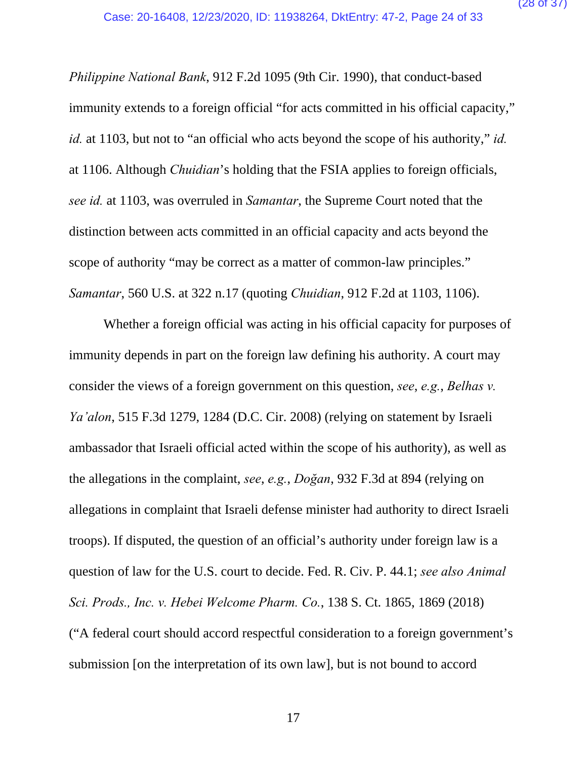*Philippine National Bank*, 912 F.2d 1095 (9th Cir. 1990), that conduct-based immunity extends to a foreign official "for acts committed in his official capacity," *id.* at 1103, but not to "an official who acts beyond the scope of his authority," *id.* at 1106. Although *Chuidian*'s holding that the FSIA applies to foreign officials, *see id.* at 1103, was overruled in *Samantar*, the Supreme Court noted that the distinction between acts committed in an official capacity and acts beyond the scope of authority "may be correct as a matter of common-law principles." *Samantar*, 560 U.S. at 322 n.17 (quoting *Chuidian*, 912 F.2d at 1103, 1106).

Whether a foreign official was acting in his official capacity for purposes of immunity depends in part on the foreign law defining his authority. A court may consider the views of a foreign government on this question, *see, e.g.*, *Belhas v. Ya'alon*, 515 F.3d 1279, 1284 (D.C. Cir. 2008) (relying on statement by Israeli ambassador that Israeli official acted within the scope of his authority), as well as the allegations in the complaint, *see, e.g.*, *Doğan*, 932 F.3d at 894 (relying on allegations in complaint that Israeli defense minister had authority to direct Israeli troops). If disputed, the question of an official's authority under foreign law is a question of law for the U.S. court to decide. Fed. R. Civ. P. 44.1; *see also Animal Sci. Prods., Inc. v. Hebei Welcome Pharm. Co.*, 138 S. Ct. 1865, 1869 (2018) ("A federal court should accord respectful consideration to a foreign government's submission [on the interpretation of its own law], but is not bound to accord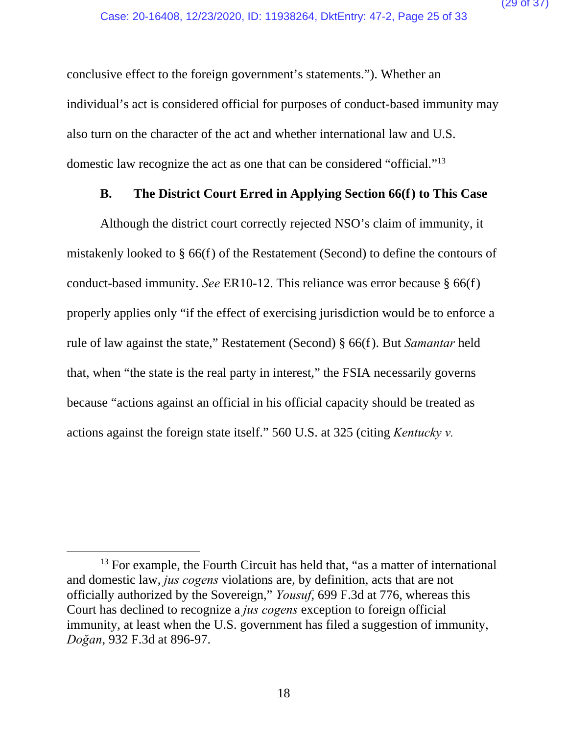conclusive effect to the foreign government's statements."). Whether an individual's act is considered official for purposes of conduct-based immunity may also turn on the character of the act and whether international law and U.S. domestic law recognize the act as one that can be considered "official."[13]

### B. The District Court Erred in Applying Section 66(f) to This Case

Although the district court correctly rejected NSO's claim of immunity, it mistakenly looked to § 66(f) of the Restatement (Second) to define the contours of conduct-based immunity. *See* ER10-12. This reliance was error because § 66(f) properly applies only "if the effect of exercising jurisdiction would be to enforce a rule of law against the state," Restatement (Second) § 66(f). But *Samantar* held that, when "the state is the real party in interest," the FSIA necessarily governs because "actions against an official in his official capacity should be treated as actions against the foreign state itself." 560 U.S. at 325 (citing *Kentucky v.*

---

[13] For example, the Fourth Circuit has held that, "as a matter of international and domestic law, *jus cogens* violations are, by definition, acts that are not officially authorized by the Sovereign," *Yousuf*, 699 F.3d at 776, whereas this Court has declined to recognize a *jus cogens* exception to foreign official immunity, at least when the U.S. government has filed a suggestion of immunity, *Doğan*, 932 F.3d at 896-97.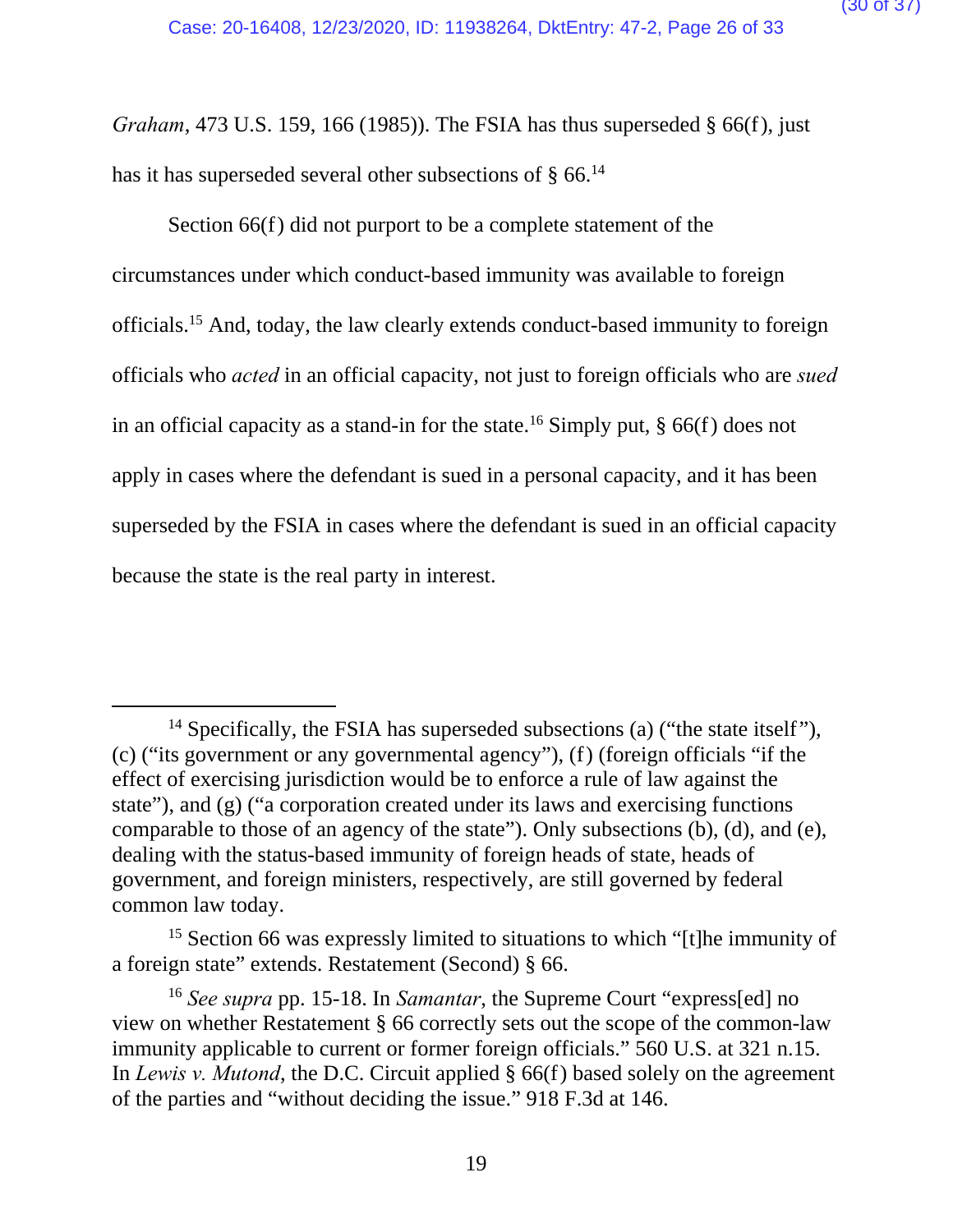*Graham*, 473 U.S. 159, 166 (1985)). The FSIA has thus superseded § 66(f), just has it has superseded several other subsections of § 66.[14]

Section 66(f) did not purport to be a complete statement of the circumstances under which conduct-based immunity was available to foreign officials.[15] And, today, the law clearly extends conduct-based immunity to foreign officials who *acted* in an official capacity, not just to foreign officials who are *sued* in an official capacity as a stand-in for the state.[16] Simply put, § 66(f) does not apply in cases where the defendant is sued in a personal capacity, and it has been superseded by the FSIA in cases where the defendant is sued in an official capacity because the state is the real party in interest.

---

[14] Specifically, the FSIA has superseded subsections (a) ("the state itself"), (c) ("its government or any governmental agency"), (f) (foreign officials "if the effect of exercising jurisdiction would be to enforce a rule of law against the state"), and (g) ("a corporation created under its laws and exercising functions comparable to those of an agency of the state"). Only subsections (b), (d), and (e), dealing with the status-based immunity of foreign heads of state, heads of government, and foreign ministers, respectively, are still governed by federal common law today.

[15] Section 66 was expressly limited to situations to which "[t]he immunity of a foreign state" extends. Restatement (Second) § 66.

[16] *See supra* pp. 15-18. In *Samantar*, the Supreme Court "express[ed] no view on whether Restatement § 66 correctly sets out the scope of the common-law immunity applicable to current or former foreign officials." 560 U.S. at 321 n.15. In *Lewis v. Mutond*, the D.C. Circuit applied § 66(f) based solely on the agreement of the parties and "without deciding the issue." 918 F.3d at 146.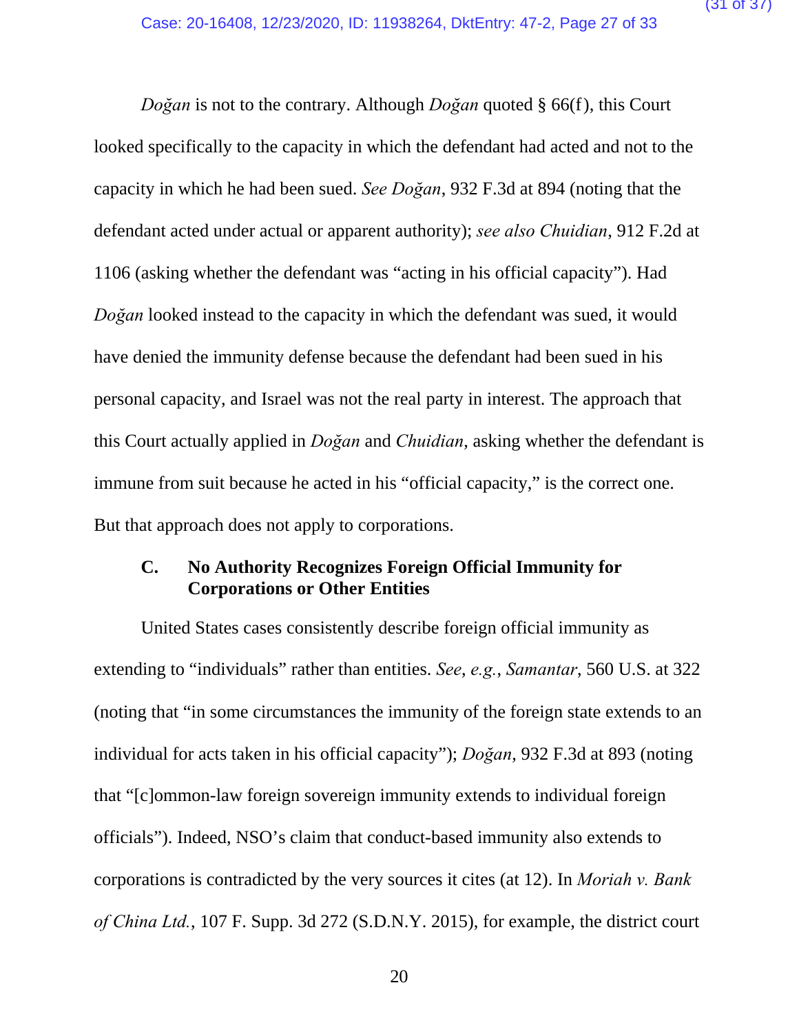*Doğan* is not to the contrary. Although *Doğan* quoted § 66(f), this Court looked specifically to the capacity in which the defendant had acted and not to the capacity in which he had been sued. *See Doğan*, 932 F.3d at 894 (noting that the defendant acted under actual or apparent authority); *see also Chuidian*, 912 F.2d at 1106 (asking whether the defendant was "acting in his official capacity"). Had *Doğan* looked instead to the capacity in which the defendant was sued, it would have denied the immunity defense because the defendant had been sued in his personal capacity, and Israel was not the real party in interest. The approach that this Court actually applied in *Doğan* and *Chuidian*, asking whether the defendant is immune from suit because he acted in his "official capacity," is the correct one. But that approach does not apply to corporations.

### C. No Authority Recognizes Foreign Official Immunity for Corporations or Other Entities

United States cases consistently describe foreign official immunity as extending to "individuals" rather than entities. *See*, *e.g.*, *Samantar*, 560 U.S. at 322 (noting that "in some circumstances the immunity of the foreign state extends to an individual for acts taken in his official capacity"); *Doğan*, 932 F.3d at 893 (noting that "[c]ommon-law foreign sovereign immunity extends to individual foreign officials"). Indeed, NSO's claim that conduct-based immunity also extends to corporations is contradicted by the very sources it cites (at 12). In *Moriah v. Bank of China Ltd.*, 107 F. Supp. 3d 272 (S.D.N.Y. 2015), for example, the district court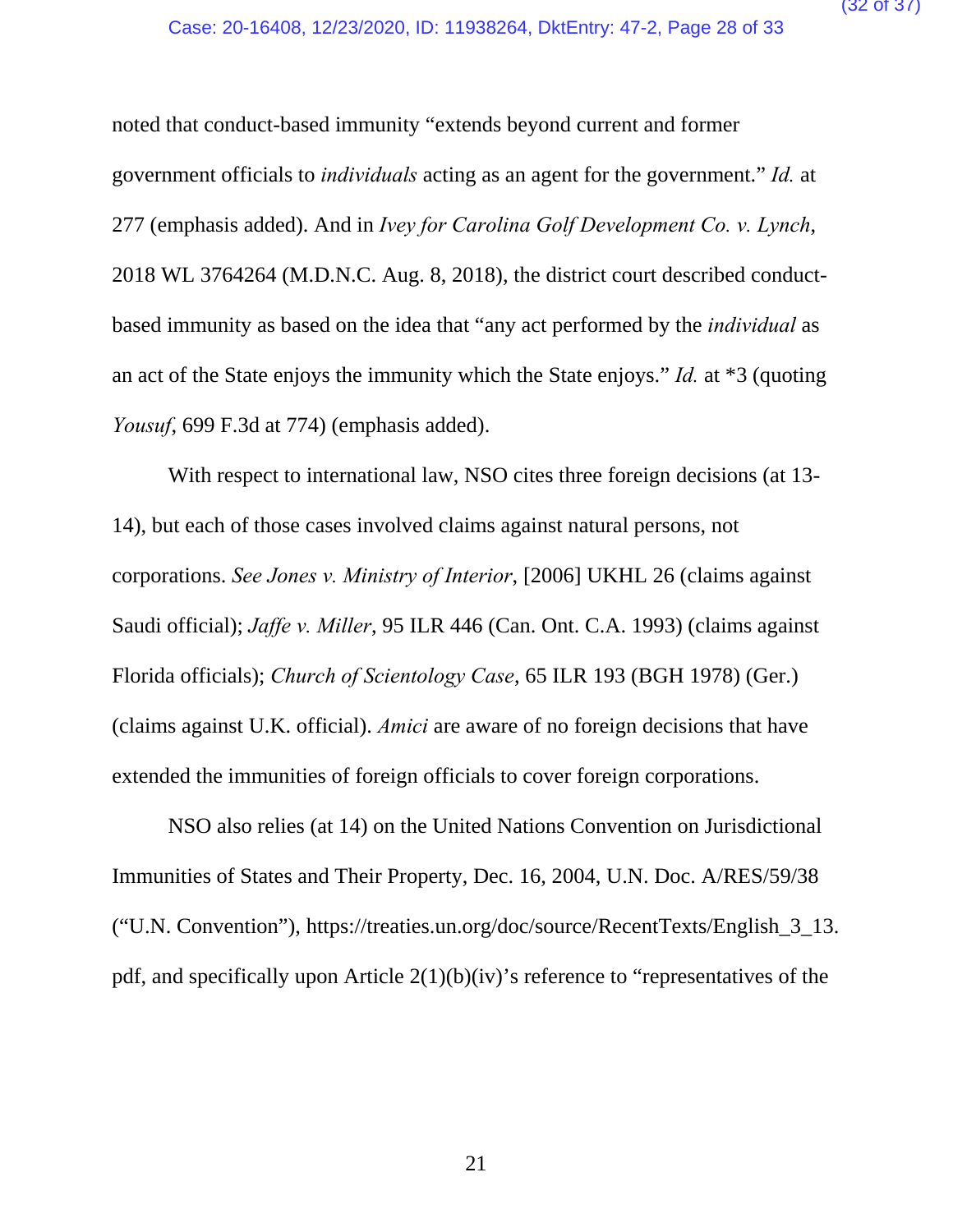noted that conduct-based immunity "extends beyond current and former government officials to *individuals* acting as an agent for the government." *Id.* at 277 (emphasis added). And in *Ivey for Carolina Golf Development Co. v. Lynch*, 2018 WL 3764264 (M.D.N.C. Aug. 8, 2018), the district court described conduct-based immunity as based on the idea that "any act performed by the *individual* as an act of the State enjoys the immunity which the State enjoys." *Id.* at *3 (quoting *Yousuf*, 699 F.3d at 774) (emphasis added).

With respect to international law, NSO cites three foreign decisions (at 13-14), but each of those cases involved claims against natural persons, not corporations. *See Jones v. Ministry of Interior*, [2006] UKHL 26 (claims against Saudi official); *Jaffe v. Miller*, 95 ILR 446 (Can. Ont. C.A. 1993) (claims against Florida officials); *Church of Scientology Case*, 65 ILR 193 (BGH 1978) (Ger.) (claims against U.K. official). *Amici* are aware of no foreign decisions that have extended the immunities of foreign officials to cover foreign corporations.

NSO also relies (at 14) on the United Nations Convention on Jurisdictional Immunities of States and Their Property, Dec. 16, 2004, U.N. Doc. A/RES/59/38 ("U.N. Convention"), https://treaties.un.org/doc/source/RecentTexts/English_3_13.pdf, and specifically upon Article 2(1)(b)(iv)'s reference to "representatives of the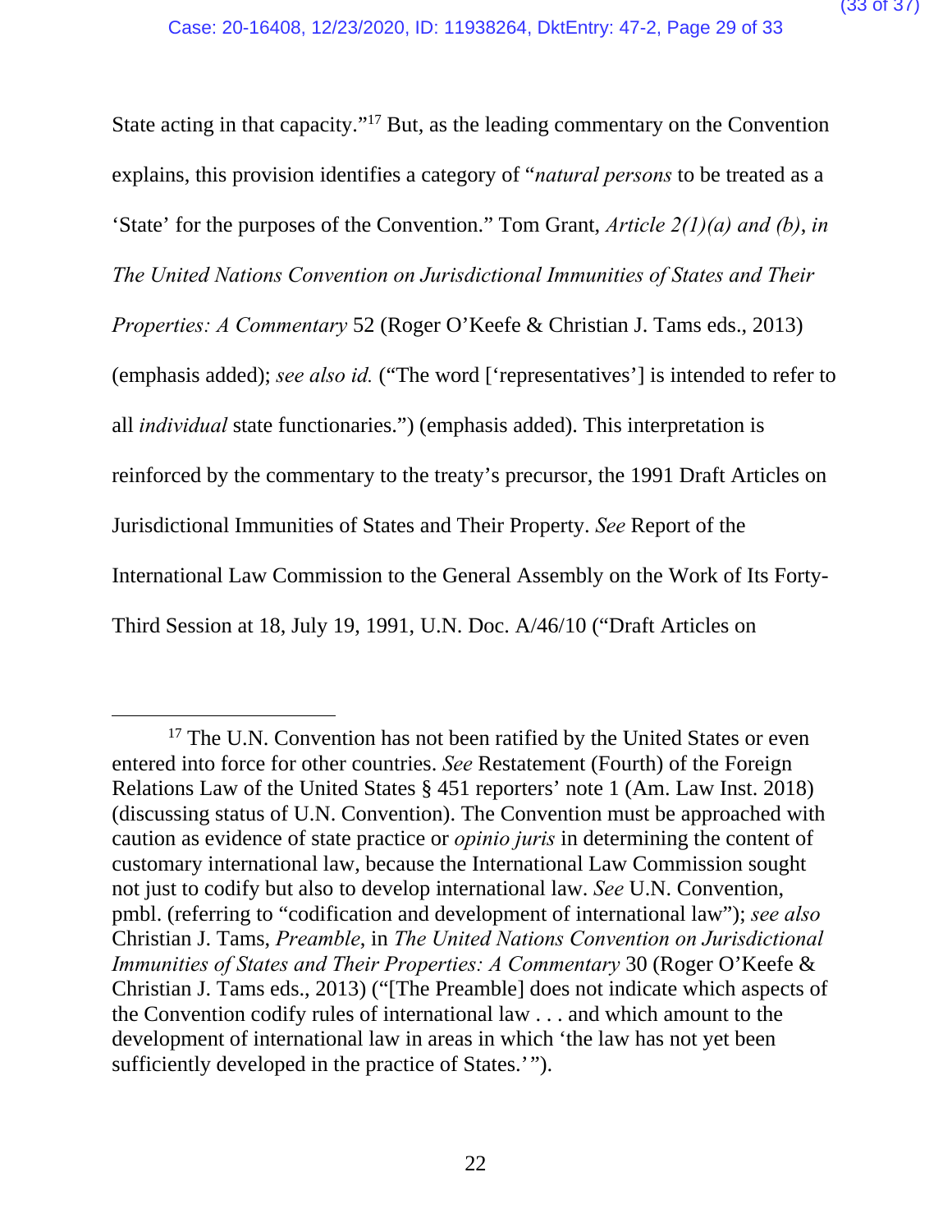State acting in that capacity."[17] But, as the leading commentary on the Convention explains, this provision identifies a category of "*natural persons* to be treated as a 'State' for the purposes of the Convention." Tom Grant, *Article 2(1)(a) and (b)*, *in The United Nations Convention on Jurisdictional Immunities of States and Their Properties: A Commentary* 52 (Roger O'Keefe & Christian J. Tams eds., 2013) (emphasis added); *see also id.* ("The word ['representatives'] is intended to refer to all *individual* state functionaries.") (emphasis added). This interpretation is reinforced by the commentary to the treaty's precursor, the 1991 Draft Articles on Jurisdictional Immunities of States and Their Property. *See* Report of the International Law Commission to the General Assembly on the Work of Its Forty-Third Session at 18, July 19, 1991, U.N. Doc. A/46/10 ("Draft Articles on

---

[17] The U.N. Convention has not been ratified by the United States or even entered into force for other countries. *See* Restatement (Fourth) of the Foreign Relations Law of the United States § 451 reporters' note 1 (Am. Law Inst. 2018) (discussing status of U.N. Convention). The Convention must be approached with caution as evidence of state practice or *opinio juris* in determining the content of customary international law, because the International Law Commission sought not just to codify but also to develop international law. *See* U.N. Convention, pmbl. (referring to "codification and development of international law"); *see also* Christian J. Tams, *Preamble*, in *The United Nations Convention on Jurisdictional Immunities of States and Their Properties: A Commentary* 30 (Roger O'Keefe & Christian J. Tams eds., 2013) ("[The Preamble] does not indicate which aspects of the Convention codify rules of international law . . . and which amount to the development of international law in areas in which 'the law has not yet been sufficiently developed in the practice of States.'").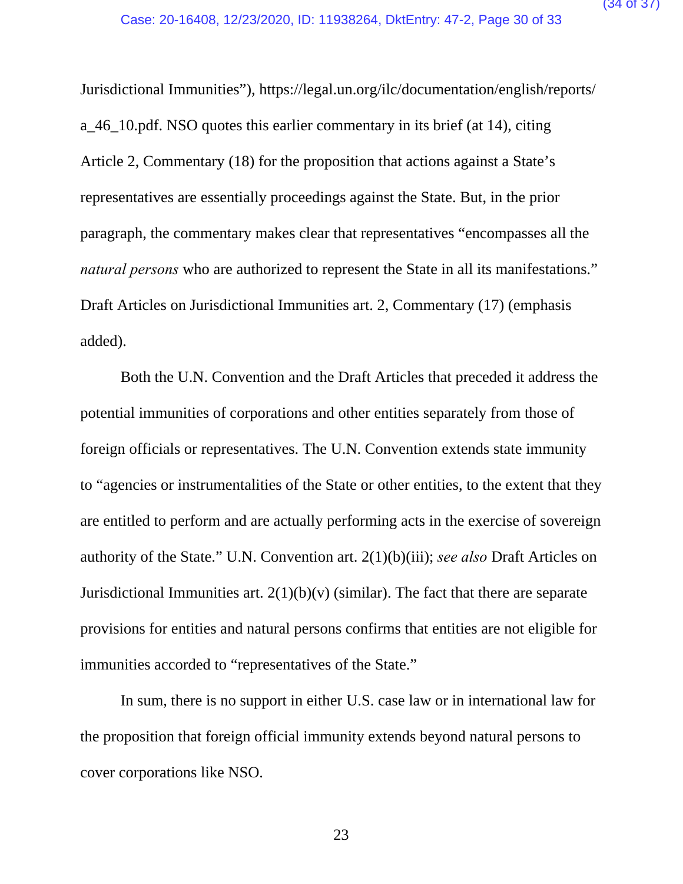Jurisdictional Immunities"), https://legal.un.org/ilc/documentation/english/reports/a_46_10.pdf. NSO quotes this earlier commentary in its brief (at 14), citing Article 2, Commentary (18) for the proposition that actions against a State's representatives are essentially proceedings against the State. But, in the prior paragraph, the commentary makes clear that representatives "encompasses all the *natural persons* who are authorized to represent the State in all its manifestations." Draft Articles on Jurisdictional Immunities art. 2, Commentary (17) (emphasis added).

Both the U.N. Convention and the Draft Articles that preceded it address the potential immunities of corporations and other entities separately from those of foreign officials or representatives. The U.N. Convention extends state immunity to "agencies or instrumentalities of the State or other entities, to the extent that they are entitled to perform and are actually performing acts in the exercise of sovereign authority of the State." U.N. Convention art. 2(1)(b)(iii); *see also* Draft Articles on Jurisdictional Immunities art. 2(1)(b)(v) (similar). The fact that there are separate provisions for entities and natural persons confirms that entities are not eligible for immunities accorded to "representatives of the State."

In sum, there is no support in either U.S. case law or in international law for the proposition that foreign official immunity extends beyond natural persons to cover corporations like NSO.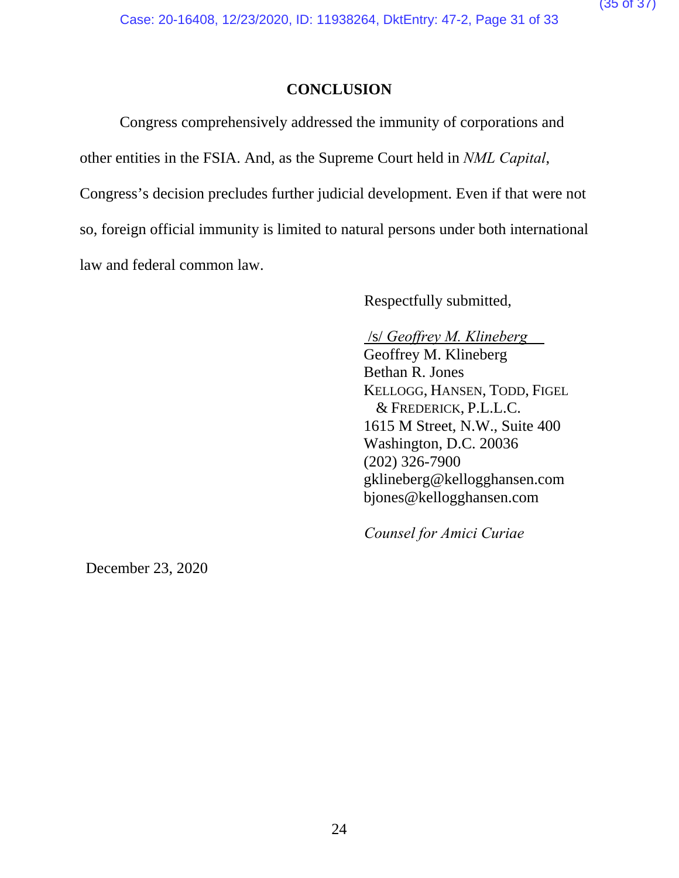## CONCLUSION

Congress comprehensively addressed the immunity of corporations and other entities in the FSIA. And, as the Supreme Court held in *NML Capital*, Congress's decision precludes further judicial development. Even if that were not so, foreign official immunity is limited to natural persons under both international law and federal common law.

Respectfully submitted,

/s/ *Geoffrey M. Klineberg*
Geoffrey M. Klineberg
Bethan R. Jones
KELLOGG, HANSEN, TODD, FIGEL & FREDERICK, P.L.L.C.
1615 M Street, N.W., Suite 400
Washington, D.C. 20036
(202) 326-7900
gklineberg@kellogghansen.com
bjones@kellogghansen.com

*Counsel for Amici Curiae*

December 23, 2020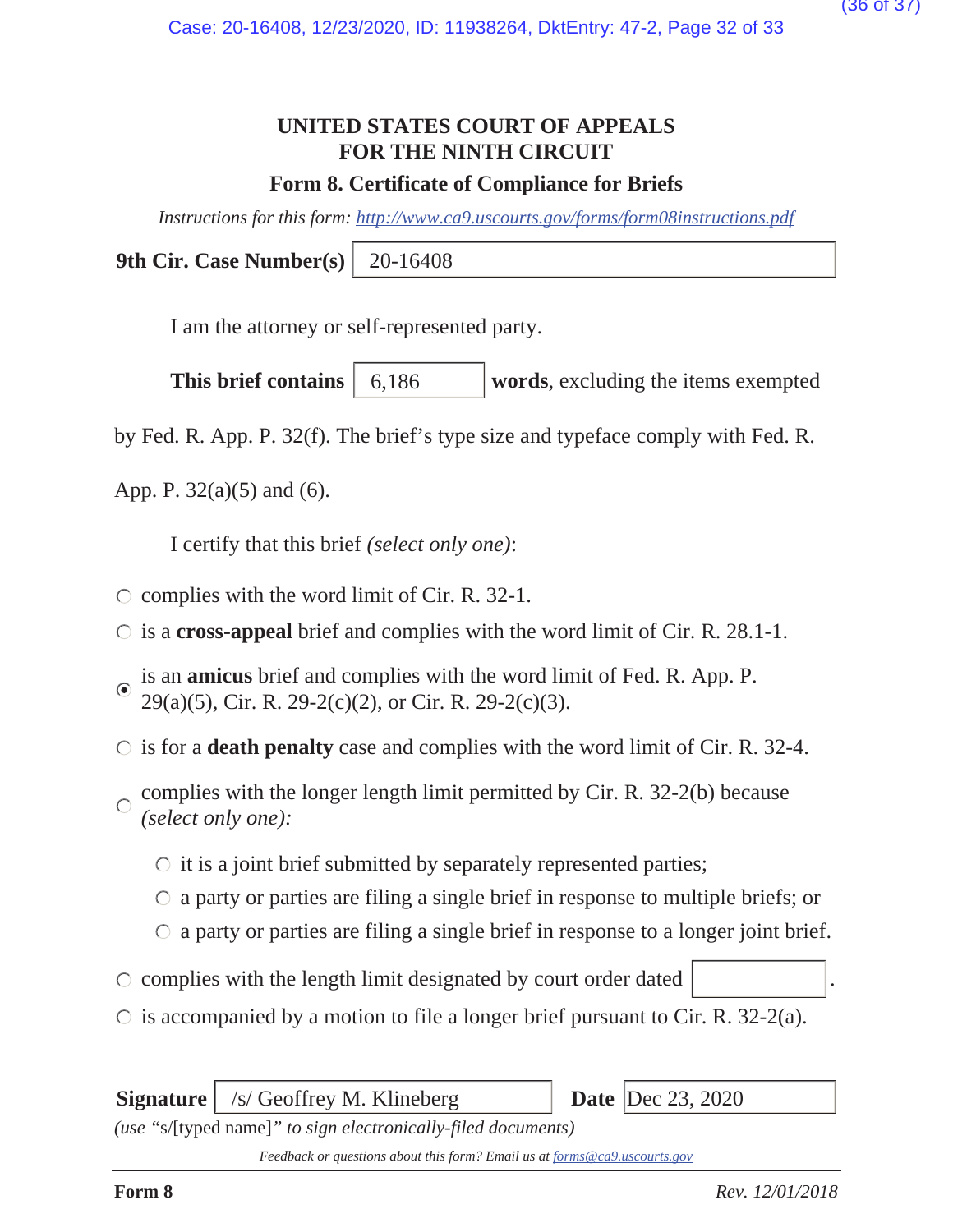# UNITED STATES COURT OF APPEALS
# FOR THE NINTH CIRCUIT

## Form 8. Certificate of Compliance for Briefs

*Instructions for this form: http://www.ca9.uscourts.gov/forms/form08instructions.pdf*

**9th Cir. Case Number(s)** 20-16408

I am the attorney or self-represented party.

**This brief contains** 6,186 **words**, excluding the items exempted by Fed. R. App. P. 32(f). The brief's type size and typeface comply with Fed. R. App. P. 32(a)(5) and (6).

I certify that this brief *(select only one)*:

- ○ complies with the word limit of Cir. R. 32-1.
- ○ is a **cross-appeal** brief and complies with the word limit of Cir. R. 28.1-1.
- ◉ is an **amicus** brief and complies with the word limit of Fed. R. App. P. 29(a)(5), Cir. R. 29-2(c)(2), or Cir. R. 29-2(c)(3).
- ○ is for a **death penalty** case and complies with the word limit of Cir. R. 32-4.
- ○ complies with the longer length limit permitted by Cir. R. 32-2(b) because *(select only one):*
  - ○ it is a joint brief submitted by separately represented parties;
  - ○ a party or parties are filing a single brief in response to multiple briefs; or
  - ○ a party or parties are filing a single brief in response to a longer joint brief.
- ○ complies with the length limit designated by court order dated ______.
- ○ is accompanied by a motion to file a longer brief pursuant to Cir. R. 32-2(a).

**Signature** /s/ Geoffrey M. Klineberg **Date** Dec 23, 2020

*(use "s/[typed name]" to sign electronically-filed documents)*

*Feedback or questions about this form? Email us at forms@ca9.uscourts.gov*

**Form 8** *Rev. 12/01/2018*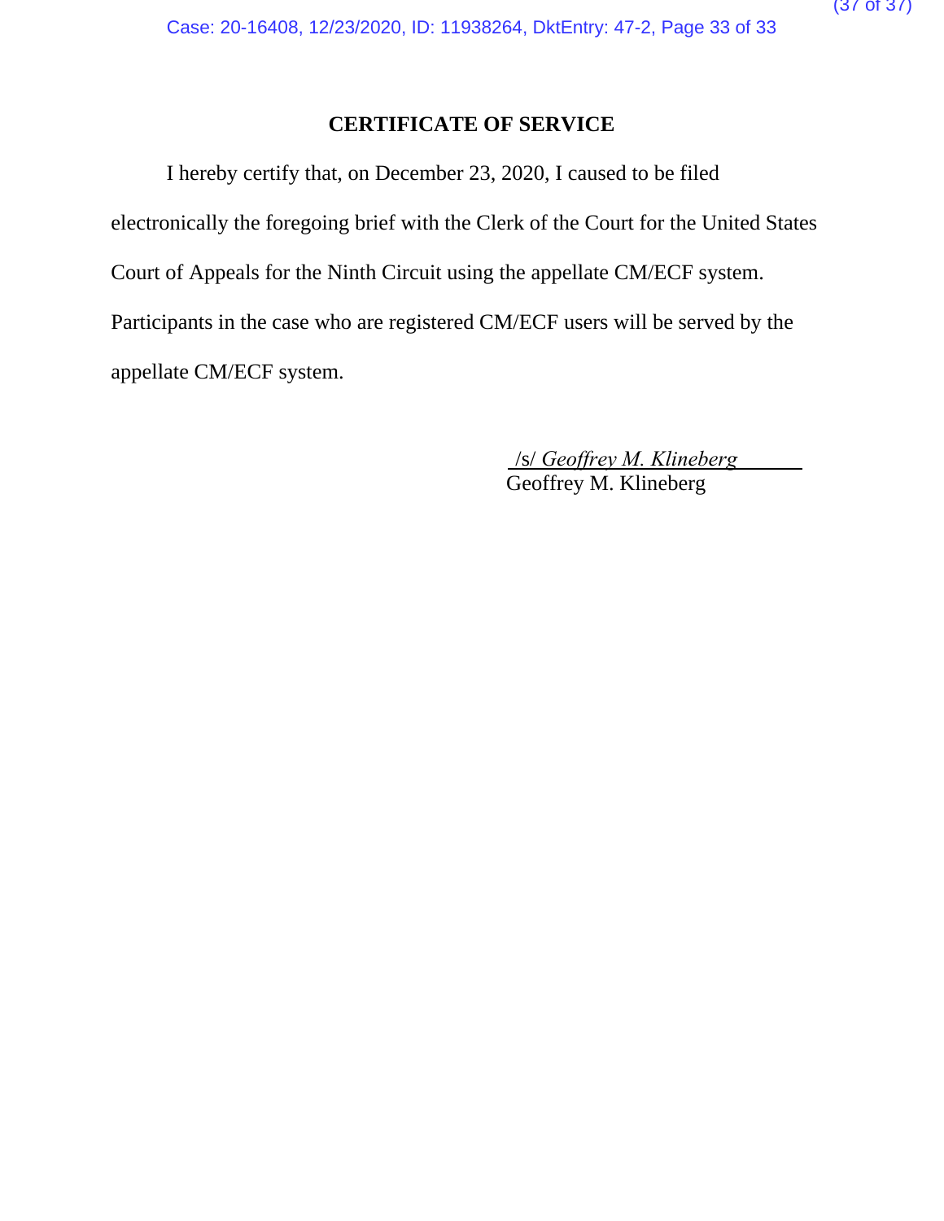## CERTIFICATE OF SERVICE

I hereby certify that, on December 23, 2020, I caused to be filed electronically the foregoing brief with the Clerk of the Court for the United States Court of Appeals for the Ninth Circuit using the appellate CM/ECF system. Participants in the case who are registered CM/ECF users will be served by the appellate CM/ECF system.

/s/ *Geoffrey M. Klineberg*
Geoffrey M. Klineberg